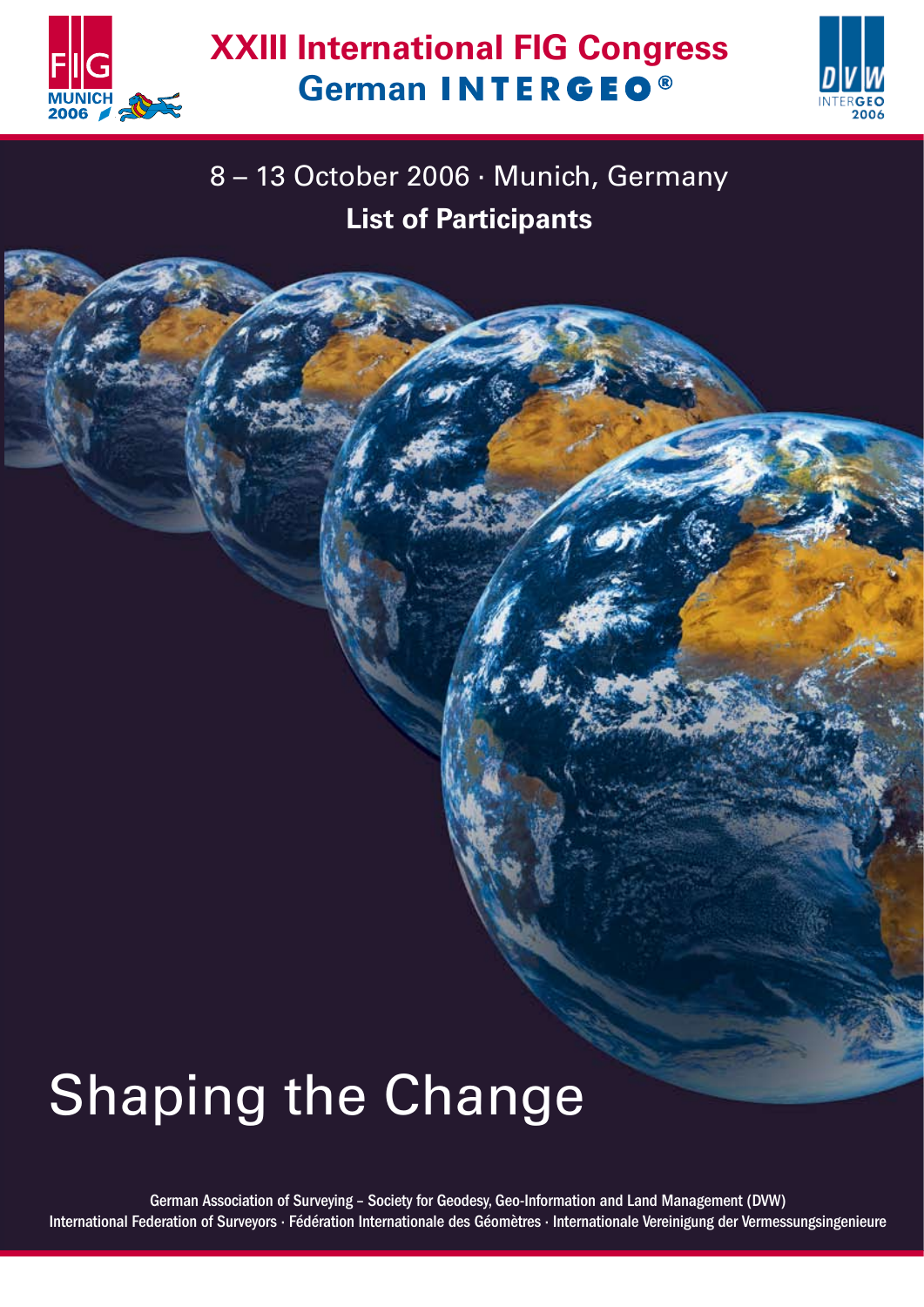# XXIII International FIG Congress
## German INTERGEO®

8 – 13 October 2006 · Munich, Germany

**List of Participants**

# Shaping the Change

German Association of Surveying – Society for Geodesy, Geo-Information and Land Management (DVW)
International Federation of Surveyors · Fédération Internationale des Géomètres · Internationale Vereinigung der Vermessungsingenieure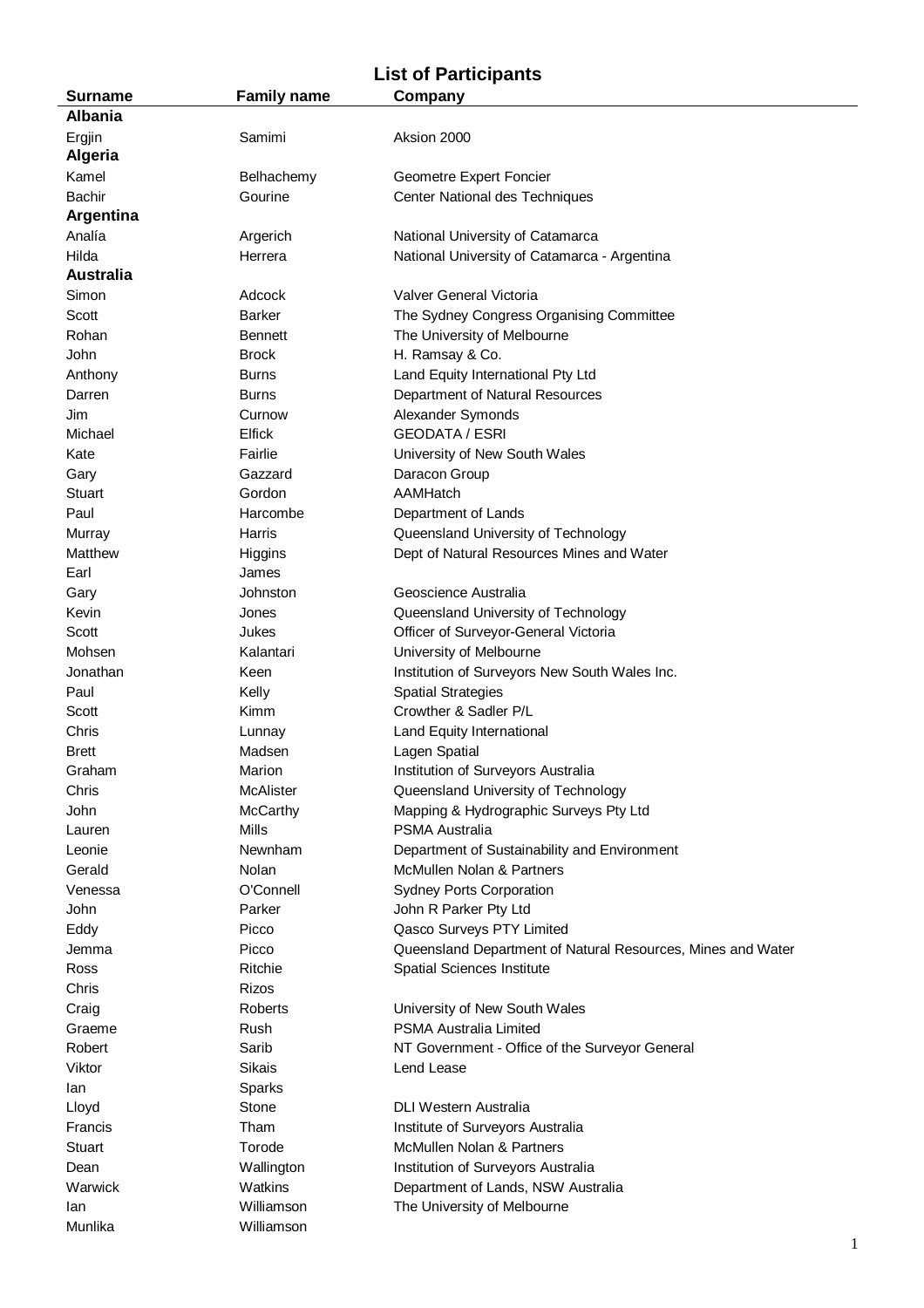## List of Participants

| Surname | Family name | Company |
|---|---|---|
| **Albania** | | |
| Ergjin | Samimi | Aksion 2000 |
| **Algeria** | | |
| Kamel | Belhachemy | Geometre Expert Foncier |
| Bachir | Gourine | Center National des Techniques |
| **Argentina** | | |
| Analía | Argerich | National University of Catamarca |
| Hilda | Herrera | National University of Catamarca - Argentina |
| **Australia** | | |
| Simon | Adcock | Valver General Victoria |
| Scott | Barker | The Sydney Congress Organising Committee |
| Rohan | Bennett | The University of Melbourne |
| John | Brock | H. Ramsay & Co. |
| Anthony | Burns | Land Equity International Pty Ltd |
| Darren | Burns | Department of Natural Resources |
| Jim | Curnow | Alexander Symonds |
| Michael | Elfick | GEODATA / ESRI |
| Kate | Fairlie | University of New South Wales |
| Gary | Gazzard | Daracon Group |
| Stuart | Gordon | AAMHatch |
| Paul | Harcombe | Department of Lands |
| Murray | Harris | Queensland University of Technology |
| Matthew | Higgins | Dept of Natural Resources Mines and Water |
| Earl | James | |
| Gary | Johnston | Geoscience Australia |
| Kevin | Jones | Queensland University of Technology |
| Scott | Jukes | Officer of Surveyor-General Victoria |
| Mohsen | Kalantari | University of Melbourne |
| Jonathan | Keen | Institution of Surveyors New South Wales Inc. |
| Paul | Kelly | Spatial Strategies |
| Scott | Kimm | Crowther & Sadler P/L |
| Chris | Lunnay | Land Equity International |
| Brett | Madsen | Lagen Spatial |
| Graham | Marion | Institution of Surveyors Australia |
| Chris | McAlister | Queensland University of Technology |
| John | McCarthy | Mapping & Hydrographic Surveys Pty Ltd |
| Lauren | Mills | PSMA Australia |
| Leonie | Newnham | Department of Sustainability and Environment |
| Gerald | Nolan | McMullen Nolan & Partners |
| Venessa | O'Connell | Sydney Ports Corporation |
| John | Parker | John R Parker Pty Ltd |
| Eddy | Picco | Qasco Surveys PTY Limited |
| Jemma | Picco | Queensland Department of Natural Resources, Mines and Water |
| Ross | Ritchie | Spatial Sciences Institute |
| Chris | Rizos | |
| Craig | Roberts | University of New South Wales |
| Graeme | Rush | PSMA Australia Limited |
| Robert | Sarib | NT Government - Office of the Surveyor General |
| Viktor | Sikais | Lend Lease |
| Ian | Sparks | |
| Lloyd | Stone | DLI Western Australia |
| Francis | Tham | Institute of Surveyors Australia |
| Stuart | Torode | McMullen Nolan & Partners |
| Dean | Wallington | Institution of Surveyors Australia |
| Warwick | Watkins | Department of Lands, NSW Australia |
| Ian | Williamson | The University of Melbourne |
| Munlika | Williamson | |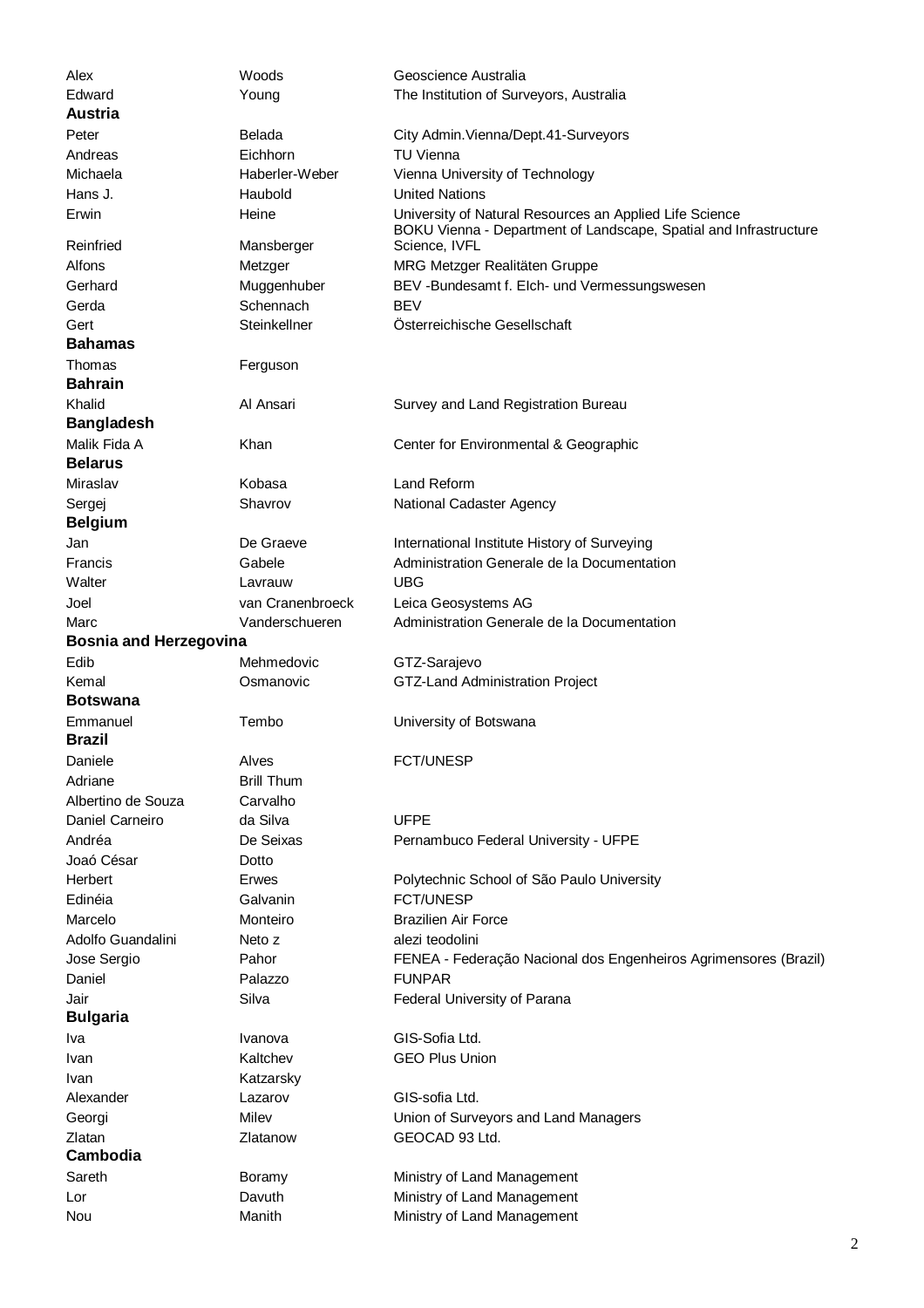| | | |
|---|---|---|
| Alex | Woods | Geoscience Australia |
| Edward | Young | The Institution of Surveyors, Australia |
| **Austria** | | |
| Peter | Belada | City Admin.Vienna/Dept.41-Surveyors |
| Andreas | Eichhorn | TU Vienna |
| Michaela | Haberler-Weber | Vienna University of Technology |
| Hans J. | Haubold | United Nations |
| Erwin | Heine | University of Natural Resources an Applied Life Science |
| Reinfried | Mansberger | BOKU Vienna - Department of Landscape, Spatial and Infrastructure Science, IVFL |
| Alfons | Metzger | MRG Metzger Realitäten Gruppe |
| Gerhard | Muggenhuber | BEV -Bundesamt f. Elch- und Vermessungswesen |
| Gerda | Schennach | BEV |
| Gert | Steinkellner | Österreichische Gesellschaft |
| **Bahamas** | | |
| Thomas | Ferguson | |
| **Bahrain** | | |
| Khalid | Al Ansari | Survey and Land Registration Bureau |
| **Bangladesh** | | |
| Malik Fida A | Khan | Center for Environmental & Geographic |
| **Belarus** | | |
| Miraslav | Kobasa | Land Reform |
| Sergej | Shavrov | National Cadaster Agency |
| **Belgium** | | |
| Jan | De Graeve | International Institute History of Surveying |
| Francis | Gabele | Administration Generale de la Documentation |
| Walter | Lavrauw | UBG |
| Joel | van Cranenbroeck | Leica Geosystems AG |
| Marc | Vanderschueren | Administration Generale de la Documentation |
| **Bosnia and Herzegovina** | | |
| Edib | Mehmedovic | GTZ-Sarajevo |
| Kemal | Osmanovic | GTZ-Land Administration Project |
| **Botswana** | | |
| Emmanuel | Tembo | University of Botswana |
| **Brazil** | | |
| Daniele | Alves | FCT/UNESP |
| Adriane | Brill Thum | |
| Albertino de Souza | Carvalho | |
| Daniel Carneiro | da Silva | UFPE |
| Andréa | De Seixas | Pernambuco Federal University - UFPE |
| Joaó César | Dotto | |
| Herbert | Erwes | Polytechnic School of São Paulo University |
| Edinéia | Galvanin | FCT/UNESP |
| Marcelo | Monteiro | Brazilien Air Force |
| Adolfo Guandalini | Neto z | alezi teodolini |
| Jose Sergio | Pahor | FENEA - Federação Nacional dos Engenheiros Agrimensores (Brazil) |
| Daniel | Palazzo | FUNPAR |
| Jair | Silva | Federal University of Parana |
| **Bulgaria** | | |
| Iva | Ivanova | GIS-Sofia Ltd. |
| Ivan | Kaltchev | GEO Plus Union |
| Ivan | Katzarsky | |
| Alexander | Lazarov | GIS-sofia Ltd. |
| Georgi | Milev | Union of Surveyors and Land Managers |
| Zlatan | Zlatanow | GEOCAD 93 Ltd. |
| **Cambodia** | | |
| Sareth | Boramy | Ministry of Land Management |
| Lor | Davuth | Ministry of Land Management |
| Nou | Manith | Ministry of Land Management |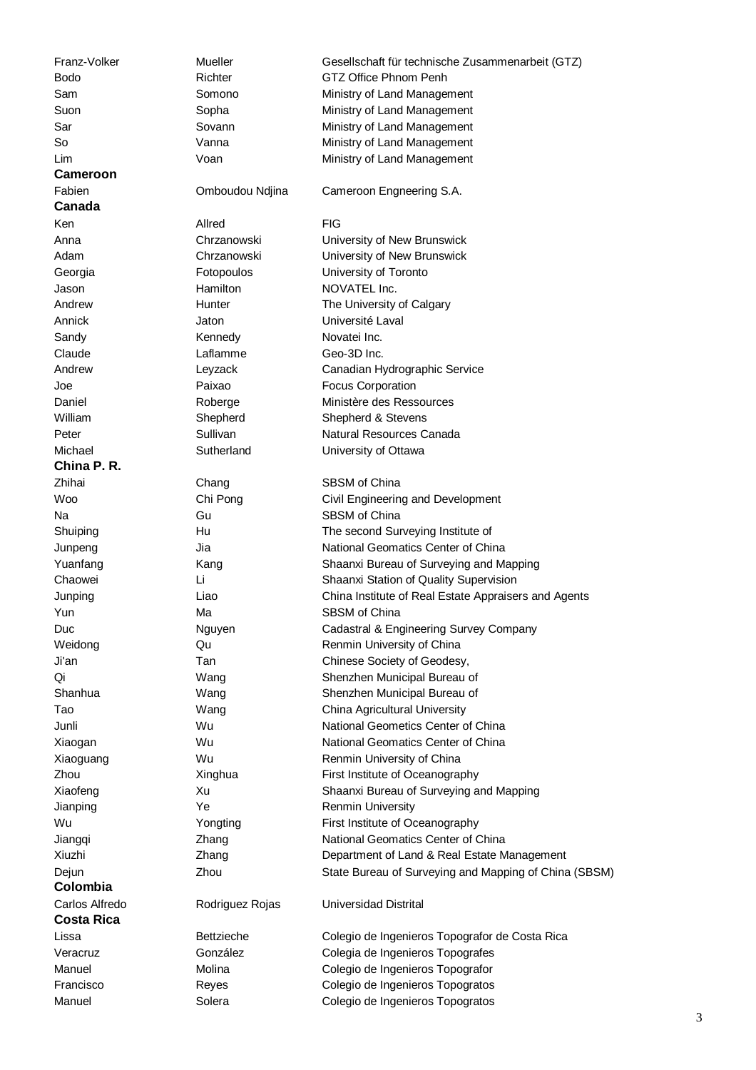| | | |
|---|---|---|
| Franz-Volker | Mueller | Gesellschaft für technische Zusammenarbeit (GTZ) |
| Bodo | Richter | GTZ Office Phnom Penh |
| Sam | Somono | Ministry of Land Management |
| Suon | Sopha | Ministry of Land Management |
| Sar | Sovann | Ministry of Land Management |
| So | Vanna | Ministry of Land Management |
| Lim | Voan | Ministry of Land Management |
| **Cameroon** | | |
| Fabien | Omboudou Ndjina | Cameroon Engneering S.A. |
| **Canada** | | |
| Ken | Allred | FIG |
| Anna | Chrzanowski | University of New Brunswick |
| Adam | Chrzanowski | University of New Brunswick |
| Georgia | Fotopoulos | University of Toronto |
| Jason | Hamilton | NOVATEL Inc. |
| Andrew | Hunter | The University of Calgary |
| Annick | Jaton | Université Laval |
| Sandy | Kennedy | Novatei Inc. |
| Claude | Laflamme | Geo-3D Inc. |
| Andrew | Leyzack | Canadian Hydrographic Service |
| Joe | Paixao | Focus Corporation |
| Daniel | Roberge | Ministère des Ressources |
| William | Shepherd | Shepherd & Stevens |
| Peter | Sullivan | Natural Resources Canada |
| Michael | Sutherland | University of Ottawa |
| **China P. R.** | | |
| Zhihai | Chang | SBSM of China |
| Woo | Chi Pong | Civil Engineering and Development |
| Na | Gu | SBSM of China |
| Shuiping | Hu | The second Surveying Institute of |
| Junpeng | Jia | National Geomatics Center of China |
| Yuanfang | Kang | Shaanxi Bureau of Surveying and Mapping |
| Chaowei | Li | Shaanxi Station of Quality Supervision |
| Junping | Liao | China Institute of Real Estate Appraisers and Agents |
| Yun | Ma | SBSM of China |
| Duc | Nguyen | Cadastral & Engineering Survey Company |
| Weidong | Qu | Renmin University of China |
| Ji'an | Tan | Chinese Society of Geodesy, |
| Qi | Wang | Shenzhen Municipal Bureau of |
| Shanhua | Wang | Shenzhen Municipal Bureau of |
| Tao | Wang | China Agricultural University |
| Junli | Wu | National Geometics Center of China |
| Xiaogan | Wu | National Geomatics Center of China |
| Xiaoguang | Wu | Renmin University of China |
| Zhou | Xinghua | First Institute of Oceanography |
| Xiaofeng | Xu | Shaanxi Bureau of Surveying and Mapping |
| Jianping | Ye | Renmin University |
| Wu | Yongting | First Institute of Oceanography |
| Jiangqi | Zhang | National Geomatics Center of China |
| Xiuzhi | Zhang | Department of Land & Real Estate Management |
| Dejun | Zhou | State Bureau of Surveying and Mapping of China (SBSM) |
| **Colombia** | | |
| Carlos Alfredo | Rodriguez Rojas | Universidad Distrital |
| **Costa Rica** | | |
| Lissa | Bettzieche | Colegio de Ingenieros Topografor de Costa Rica |
| Veracruz | González | Colegia de Ingenieros Topografes |
| Manuel | Molina | Colegio de Ingenieros Topografor |
| Francisco | Reyes | Colegio de Ingenieros Topogratos |
| Manuel | Solera | Colegio de Ingenieros Topogratos |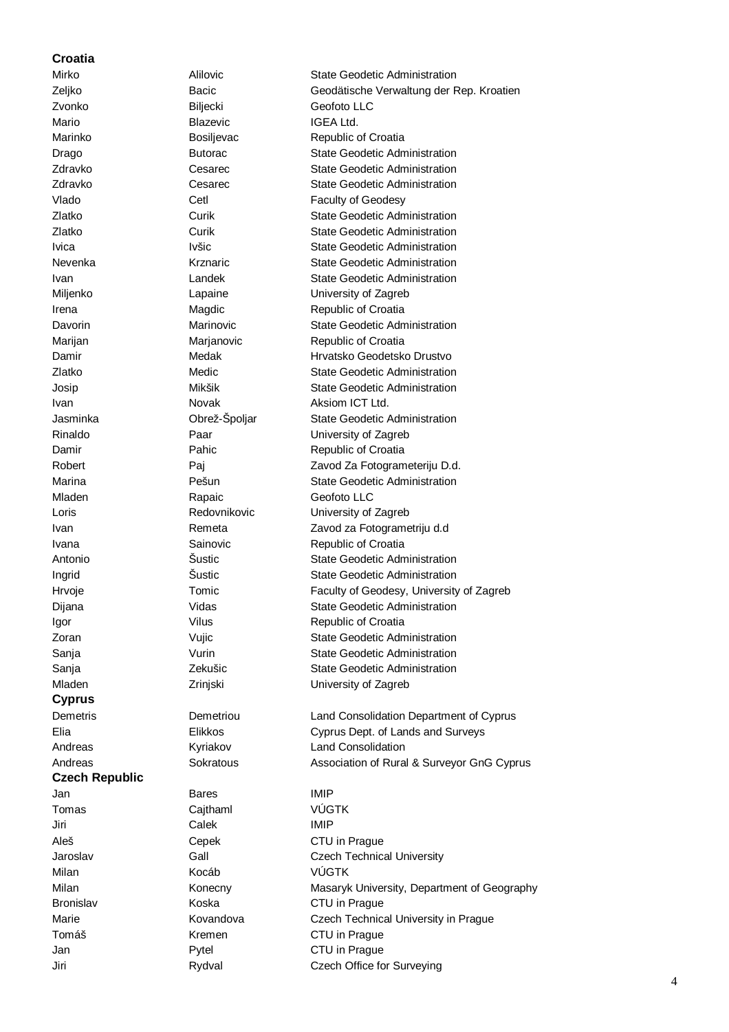**Croatia**

| | | |
|---|---|---|
| Mirko | Alilovic | State Geodetic Administration |
| Zeljko | Bacic | Geodätische Verwaltung der Rep. Kroatien |
| Zvonko | Biljecki | Geofoto LLC |
| Mario | Blazevic | IGEA Ltd. |
| Marinko | Bosiljevac | Republic of Croatia |
| Drago | Butorac | State Geodetic Administration |
| Zdravko | Cesarec | State Geodetic Administration |
| Zdravko | Cesarec | State Geodetic Administration |
| Vlado | Cetl | Faculty of Geodesy |
| Zlatko | Curik | State Geodetic Administration |
| Zlatko | Curik | State Geodetic Administration |
| Ivica | Ivšic | State Geodetic Administration |
| Nevenka | Krznaric | State Geodetic Administration |
| Ivan | Landek | State Geodetic Administration |
| Miljenko | Lapaine | University of Zagreb |
| Irena | Magdic | Republic of Croatia |
| Davorin | Marinovic | State Geodetic Administration |
| Marijan | Marjanovic | Republic of Croatia |
| Damir | Medak | Hrvatsko Geodetsko Drustvo |
| Zlatko | Medic | State Geodetic Administration |
| Josip | Mikšik | State Geodetic Administration |
| Ivan | Novak | Aksiom ICT Ltd. |
| Jasminka | Obrež-Špoljar | State Geodetic Administration |
| Rinaldo | Paar | University of Zagreb |
| Damir | Pahic | Republic of Croatia |
| Robert | Paj | Zavod Za Fotogrameteriju D.d. |
| Marina | Pešun | State Geodetic Administration |
| Mladen | Rapaic | Geofoto LLC |
| Loris | Redovnikovic | University of Zagreb |
| Ivan | Remeta | Zavod za Fotogrametriju d.d |
| Ivana | Sainovic | Republic of Croatia |
| Antonio | Šustic | State Geodetic Administration |
| Ingrid | Šustic | State Geodetic Administration |
| Hrvoje | Tomic | Faculty of Geodesy, University of Zagreb |
| Dijana | Vidas | State Geodetic Administration |
| Igor | Vilus | Republic of Croatia |
| Zoran | Vujic | State Geodetic Administration |
| Sanja | Vurin | State Geodetic Administration |
| Sanja | Zekušic | State Geodetic Administration |
| Mladen | Zrinjski | University of Zagreb |

**Cyprus**

| | | |
|---|---|---|
| Demetris | Demetriou | Land Consolidation Department of Cyprus |
| Elia | Elikkos | Cyprus Dept. of Lands and Surveys |
| Andreas | Kyriakov | Land Consolidation |
| Andreas | Sokratous | Association of Rural & Surveyor GnG Cyprus |

**Czech Republic**

| | | |
|---|---|---|
| Jan | Bares | IMIP |
| Tomas | Cajthaml | VÚGTK |
| Jiri | Calek | IMIP |
| Aleš | Cepek | CTU in Prague |
| Jaroslav | Gall | Czech Technical University |
| Milan | Kocáb | VÚGTK |
| Milan | Konecny | Masaryk University, Department of Geography |
| Bronislav | Koska | CTU in Prague |
| Marie | Kovandova | Czech Technical University in Prague |
| Tomáš | Kremen | CTU in Prague |
| Jan | Pytel | CTU in Prague |
| Jiri | Rydval | Czech Office for Surveying |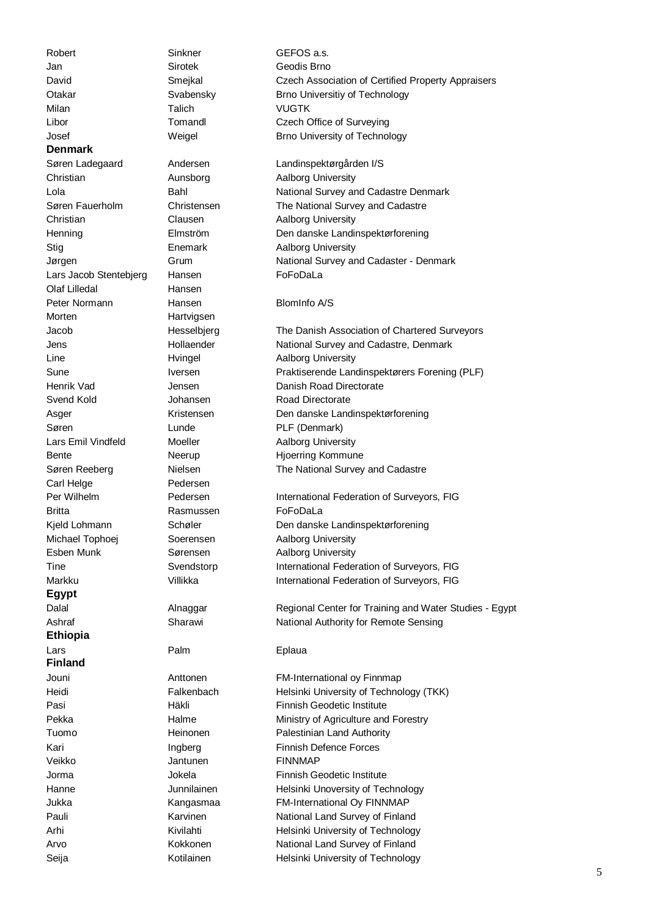| | | |
|---|---|---|
| Robert | Sinkner | GEFOS a.s. |
| Jan | Sirotek | Geodis Brno |
| David | Smejkal | Czech Association of Certified Property Appraisers |
| Otakar | Svabensky | Brno Universitiy of Technology |
| Milan | Talich | VUGTK |
| Libor | Tomandl | Czech Office of Surveying |
| Josef | Weigel | Brno University of Technology |
| **Denmark** | | |
| Søren Ladegaard | Andersen | Landinspektørgården I/S |
| Christian | Aunsborg | Aalborg University |
| Lola | Bahl | National Survey and Cadastre Denmark |
| Søren Fauerholm | Christensen | The National Survey and Cadastre |
| Christian | Clausen | Aalborg University |
| Henning | Elmström | Den danske Landinspektørforening |
| Stig | Enemark | Aalborg University |
| Jørgen | Grum | National Survey and Cadaster - Denmark |
| Lars Jacob Stentebjerg | Hansen | FoFoDaLa |
| Olaf Lilledal | Hansen | |
| Peter Normann | Hansen | BlomInfo A/S |
| Morten | Hartvigsen | |
| Jacob | Hesselbjerg | The Danish Association of Chartered Surveyors |
| Jens | Hollaender | National Survey and Cadastre, Denmark |
| Line | Hvingel | Aalborg University |
| Sune | Iversen | Praktiserende Landinspektørers Forening (PLF) |
| Henrik Vad | Jensen | Danish Road Directorate |
| Svend Kold | Johansen | Road Directorate |
| Asger | Kristensen | Den danske Landinspektørforening |
| Søren | Lunde | PLF (Denmark) |
| Lars Emil Vindfeld | Moeller | Aalborg University |
| Bente | Neerup | Hjoerring Kommune |
| Søren Reeberg | Nielsen | The National Survey and Cadastre |
| Carl Helge | Pedersen | |
| Per Wilhelm | Pedersen | International Federation of Surveyors, FIG |
| Britta | Rasmussen | FoFoDaLa |
| Kjeld Lohmann | Schøler | Den danske Landinspektørforening |
| Michael Tophoej | Soerensen | Aalborg University |
| Esben Munk | Sørensen | Aalborg University |
| Tine | Svendstorp | International Federation of Surveyors, FIG |
| Markku | Villikka | International Federation of Surveyors, FIG |
| **Egypt** | | |
| Dalal | Alnaggar | Regional Center for Training and Water Studies - Egypt |
| Ashraf | Sharawi | National Authority for Remote Sensing |
| **Ethiopia** | | |
| Lars | Palm | Eplaua |
| **Finland** | | |
| Jouni | Anttonen | FM-International oy Finnmap |
| Heidi | Falkenbach | Helsinki University of Technology (TKK) |
| Pasi | Häkli | Finnish Geodetic Institute |
| Pekka | Halme | Ministry of Agriculture and Forestry |
| Tuomo | Heinonen | Palestinian Land Authority |
| Kari | Ingberg | Finnish Defence Forces |
| Veikko | Jantunen | FINNMAP |
| Jorma | Jokela | Finnish Geodetic Institute |
| Hanne | Junnilainen | Helsinki Unoversity of Technology |
| Jukka | Kangasmaa | FM-International Oy FINNMAP |
| Pauli | Karvinen | National Land Survey of Finland |
| Arhi | Kivilahti | Helsinki University of Technology |
| Arvo | Kokkonen | National Land Survey of Finland |
| Seija | Kotilainen | Helsinki University of Technology |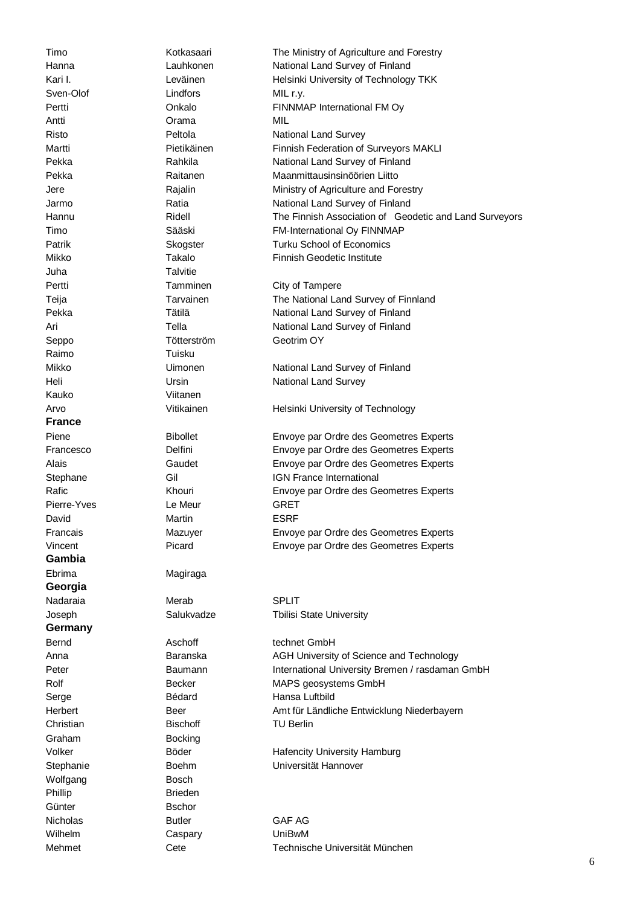| | | |
|---|---|---|
| Timo | Kotkasaari | The Ministry of Agriculture and Forestry |
| Hanna | Lauhkonen | National Land Survey of Finland |
| Kari I. | Leväinen | Helsinki University of Technology TKK |
| Sven-Olof | Lindfors | MIL r.y. |
| Pertti | Onkalo | FINNMAP International FM Oy |
| Antti | Orama | MIL |
| Risto | Peltola | National Land Survey |
| Martti | Pietikäinen | Finnish Federation of Surveyors MAKLI |
| Pekka | Rahkila | National Land Survey of Finland |
| Pekka | Raitanen | Maanmittausinsinöörien Liitto |
| Jere | Rajalin | Ministry of Agriculture and Forestry |
| Jarmo | Ratia | National Land Survey of Finland |
| Hannu | Ridell | The Finnish Association of Geodetic and Land Surveyors |
| Timo | Sääski | FM-International Oy FINNMAP |
| Patrik | Skogster | Turku School of Economics |
| Mikko | Takalo | Finnish Geodetic Institute |
| Juha | Talvitie | |
| Pertti | Tamminen | City of Tampere |
| Teija | Tarvainen | The National Land Survey of Finnland |
| Pekka | Tätilä | National Land Survey of Finland |
| Ari | Tella | National Land Survey of Finland |
| Seppo | Tötterström | Geotrim OY |
| Raimo | Tuisku | |
| Mikko | Uimonen | National Land Survey of Finland |
| Heli | Ursin | National Land Survey |
| Kauko | Viitanen | |
| Arvo | Vitikainen | Helsinki University of Technology |
| **France** | | |
| Piene | Bibollet | Envoye par Ordre des Geometres Experts |
| Francesco | Delfini | Envoye par Ordre des Geometres Experts |
| Alais | Gaudet | Envoye par Ordre des Geometres Experts |
| Stephane | Gil | IGN France International |
| Rafic | Khouri | Envoye par Ordre des Geometres Experts |
| Pierre-Yves | Le Meur | GRET |
| David | Martin | ESRF |
| Francais | Mazuyer | Envoye par Ordre des Geometres Experts |
| Vincent | Picard | Envoye par Ordre des Geometres Experts |
| **Gambia** | | |
| Ebrima | Magiraga | |
| **Georgia** | | |
| Nadaraia | Merab | SPLIT |
| Joseph | Salukvadze | Tbilisi State University |
| **Germany** | | |
| Bernd | Aschoff | technet GmbH |
| Anna | Baranska | AGH University of Science and Technology |
| Peter | Baumann | International University Bremen / rasdaman GmbH |
| Rolf | Becker | MAPS geosystems GmbH |
| Serge | Bédard | Hansa Luftbild |
| Herbert | Beer | Amt für Ländliche Entwicklung Niederbayern |
| Christian | Bischoff | TU Berlin |
| Graham | Bocking | |
| Volker | Böder | Hafencity University Hamburg |
| Stephanie | Boehm | Universität Hannover |
| Wolfgang | Bosch | |
| Phillip | Brieden | |
| Günter | Bschor | |
| Nicholas | Butler | GAF AG |
| Wilhelm | Caspary | UniBwM |
| Mehmet | Cete | Technische Universität München |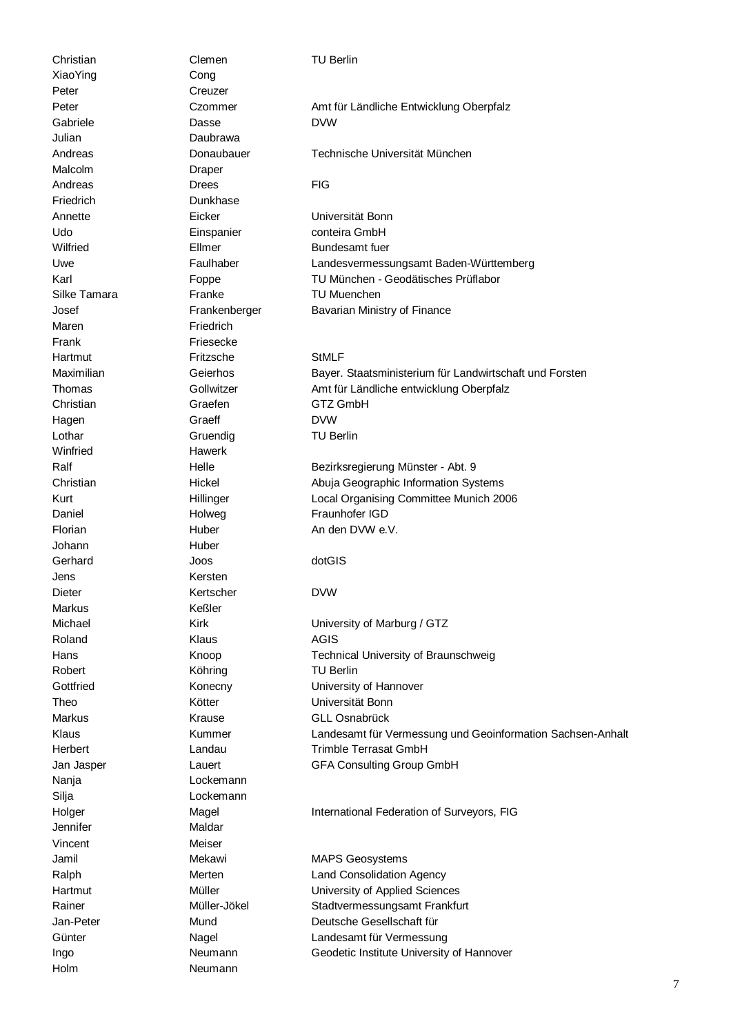| | | |
|---|---|---|
| Christian | Clemen | TU Berlin |
| XiaoYing | Cong | |
| Peter | Creuzer | |
| Peter | Czommer | Amt für Ländliche Entwicklung Oberpfalz |
| Gabriele | Dasse | DVW |
| Julian | Daubrawa | |
| Andreas | Donaubauer | Technische Universität München |
| Malcolm | Draper | |
| Andreas | Drees | FIG |
| Friedrich | Dunkhase | |
| Annette | Eicker | Universität Bonn |
| Udo | Einspanier | conteira GmbH |
| Wilfried | Ellmer | Bundesamt fuer |
| Uwe | Faulhaber | Landesvermessungsamt Baden-Württemberg |
| Karl | Foppe | TU München - Geodätisches Prüflabor |
| Silke Tamara | Franke | TU Muenchen |
| Josef | Frankenberger | Bavarian Ministry of Finance |
| Maren | Friedrich | |
| Frank | Friesecke | |
| Hartmut | Fritzsche | StMLF |
| Maximilian | Geierhos | Bayer. Staatsministerium für Landwirtschaft und Forsten |
| Thomas | Gollwitzer | Amt für Ländliche entwicklung Oberpfalz |
| Christian | Graefen | GTZ GmbH |
| Hagen | Graeff | DVW |
| Lothar | Gruendig | TU Berlin |
| Winfried | Hawerk | |
| Ralf | Helle | Bezirksregierung Münster - Abt. 9 |
| Christian | Hickel | Abuja Geographic Information Systems |
| Kurt | Hillinger | Local Organising Committee Munich 2006 |
| Daniel | Holweg | Fraunhofer IGD |
| Florian | Huber | An den DVW e.V. |
| Johann | Huber | |
| Gerhard | Joos | dotGIS |
| Jens | Kersten | |
| Dieter | Kertscher | DVW |
| Markus | Keßler | |
| Michael | Kirk | University of Marburg / GTZ |
| Roland | Klaus | AGIS |
| Hans | Knoop | Technical University of Braunschweig |
| Robert | Köhring | TU Berlin |
| Gottfried | Konecny | University of Hannover |
| Theo | Kötter | Universität Bonn |
| Markus | Krause | GLL Osnabrück |
| Klaus | Kummer | Landesamt für Vermessung und Geoinformation Sachsen-Anhalt |
| Herbert | Landau | Trimble Terrasat GmbH |
| Jan Jasper | Lauert | GFA Consulting Group GmbH |
| Nanja | Lockemann | |
| Silja | Lockemann | |
| Holger | Magel | International Federation of Surveyors, FIG |
| Jennifer | Maldar | |
| Vincent | Meiser | |
| Jamil | Mekawi | MAPS Geosystems |
| Ralph | Merten | Land Consolidation Agency |
| Hartmut | Müller | University of Applied Sciences |
| Rainer | Müller-Jökel | Stadtvermessungsamt Frankfurt |
| Jan-Peter | Mund | Deutsche Gesellschaft für |
| Günter | Nagel | Landesamt für Vermessung |
| Ingo | Neumann | Geodetic Institute University of Hannover |
| Holm | Neumann | |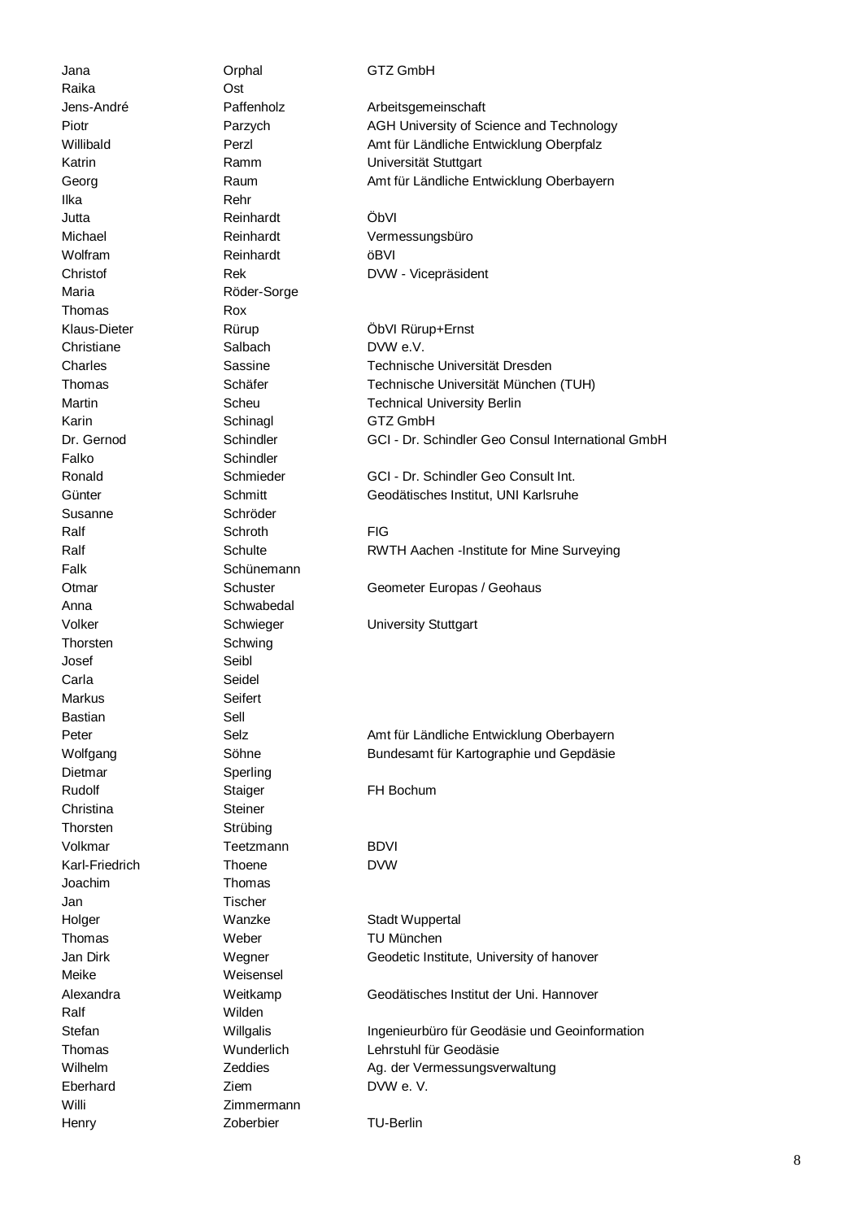| | | |
|---|---|---|
| Jana | Orphal | GTZ GmbH |
| Raika | Ost | |
| Jens-André | Paffenholz | Arbeitsgemeinschaft |
| Piotr | Parzych | AGH University of Science and Technology |
| Willibald | Perzl | Amt für Ländliche Entwicklung Oberpfalz |
| Katrin | Ramm | Universität Stuttgart |
| Georg | Raum | Amt für Ländliche Entwicklung Oberbayern |
| Ilka | Rehr | |
| Jutta | Reinhardt | ÖbVI |
| Michael | Reinhardt | Vermessungsbüro |
| Wolfram | Reinhardt | öBVI |
| Christof | Rek | DVW - Vicepräsident |
| Maria | Röder-Sorge | |
| Thomas | Rox | |
| Klaus-Dieter | Rürup | ÖbVI Rürup+Ernst |
| Christiane | Salbach | DVW e.V. |
| Charles | Sassine | Technische Universität Dresden |
| Thomas | Schäfer | Technische Universität München (TUH) |
| Martin | Scheu | Technical University Berlin |
| Karin | Schinagl | GTZ GmbH |
| Dr. Gernod | Schindler | GCI - Dr. Schindler Geo Consul International GmbH |
| Falko | Schindler | |
| Ronald | Schmieder | GCI - Dr. Schindler Geo Consult Int. |
| Günter | Schmitt | Geodätisches Institut, UNI Karlsruhe |
| Susanne | Schröder | |
| Ralf | Schroth | FIG |
| Ralf | Schulte | RWTH Aachen -Institute for Mine Surveying |
| Falk | Schünemann | |
| Otmar | Schuster | Geometer Europas / Geohaus |
| Anna | Schwabedal | |
| Volker | Schwieger | University Stuttgart |
| Thorsten | Schwing | |
| Josef | Seibl | |
| Carla | Seidel | |
| Markus | Seifert | |
| Bastian | Sell | |
| Peter | Selz | Amt für Ländliche Entwicklung Oberbayern |
| Wolfgang | Söhne | Bundesamt für Kartographie und Gepdäsie |
| Dietmar | Sperling | |
| Rudolf | Staiger | FH Bochum |
| Christina | Steiner | |
| Thorsten | Strübing | |
| Volkmar | Teetzmann | BDVI |
| Karl-Friedrich | Thoene | DVW |
| Joachim | Thomas | |
| Jan | Tischer | |
| Holger | Wanzke | Stadt Wuppertal |
| Thomas | Weber | TU München |
| Jan Dirk | Wegner | Geodetic Institute, University of hanover |
| Meike | Weisensel | |
| Alexandra | Weitkamp | Geodätisches Institut der Uni. Hannover |
| Ralf | Wilden | |
| Stefan | Willgalis | Ingenieurbüro für Geodäsie und Geoinformation |
| Thomas | Wunderlich | Lehrstuhl für Geodäsie |
| Wilhelm | Zeddies | Ag. der Vermessungsverwaltung |
| Eberhard | Ziem | DVW e. V. |
| Willi | Zimmermann | |
| Henry | Zoberbier | TU-Berlin |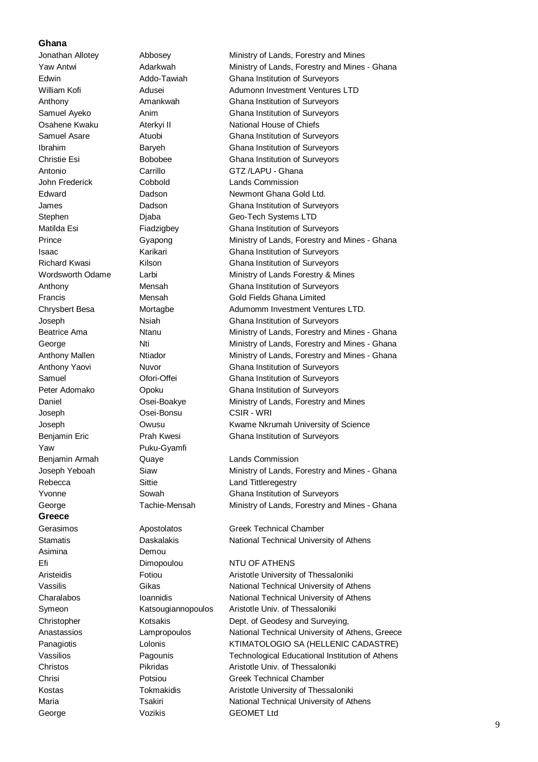**Ghana**

| First Name | Last Name | Organization |
|---|---|---|
| Jonathan Allotey | Abbosey | Ministry of Lands, Forestry and Mines |
| Yaw Antwi | Adarkwah | Ministry of Lands, Forestry and Mines - Ghana |
| Edwin | Addo-Tawiah | Ghana Institution of Surveyors |
| William Kofi | Adusei | Adumonn Investment Ventures LTD |
| Anthony | Amankwah | Ghana Institution of Surveyors |
| Samuel Ayeko | Anim | Ghana Institution of Surveyors |
| Osahene Kwaku | Aterkyi II | National House of Chiefs |
| Samuel Asare | Atuobi | Ghana Institution of Surveyors |
| Ibrahim | Baryeh | Ghana Institution of Surveyors |
| Christie Esi | Bobobee | Ghana Institution of Surveyors |
| Antonio | Carrillo | GTZ /LAPU - Ghana |
| John Frederick | Cobbold | Lands Commission |
| Edward | Dadson | Newmont Ghana Gold Ltd. |
| James | Dadson | Ghana Institution of Surveyors |
| Stephen | Djaba | Geo-Tech Systems LTD |
| Matilda Esi | Fiadzigbey | Ghana Institution of Surveyors |
| Prince | Gyapong | Ministry of Lands, Forestry and Mines - Ghana |
| Isaac | Karikari | Ghana Institution of Surveyors |
| Richard Kwasi | Kilson | Ghana Institution of Surveyors |
| Wordsworth Odame | Larbi | Ministry of Lands Forestry & Mines |
| Anthony | Mensah | Ghana Institution of Surveyors |
| Francis | Mensah | Gold Fields Ghana Limited |
| Chrysbert Besa | Mortagbe | Adumomm Investment Ventures LTD. |
| Joseph | Nsiah | Ghana Institution of Surveyors |
| Beatrice Ama | Ntanu | Ministry of Lands, Forestry and Mines - Ghana |
| George | Nti | Ministry of Lands, Forestry and Mines - Ghana |
| Anthony Mallen | Ntiador | Ministry of Lands, Forestry and Mines - Ghana |
| Anthony Yaovi | Nuvor | Ghana Institution of Surveyors |
| Samuel | Ofori-Offei | Ghana Institution of Surveyors |
| Peter Adomako | Opoku | Ghana Institution of Surveyors |
| Daniel | Osei-Boakye | Ministry of Lands, Forestry and Mines |
| Joseph | Osei-Bonsu | CSIR - WRI |
| Joseph | Owusu | Kwame Nkrumah University of Science |
| Benjamin Eric | Prah Kwesi | Ghana Institution of Surveyors |
| Yaw | Puku-Gyamfi | |
| Benjamin Armah | Quaye | Lands Commission |
| Joseph Yeboah | Siaw | Ministry of Lands, Forestry and Mines - Ghana |
| Rebecca | Sittie | Land Tittleregestry |
| Yvonne | Sowah | Ghana Institution of Surveyors |
| George | Tachie-Mensah | Ministry of Lands, Forestry and Mines - Ghana |

**Greece**

| First Name | Last Name | Organization |
|---|---|---|
| Gerasimos | Apostolatos | Greek Technical Chamber |
| Stamatis | Daskalakis | National Technical University of Athens |
| Asimina | Demou | |
| Efi | Dimopoulou | NTU OF ATHENS |
| Aristeidis | Fotiou | Aristotle University of Thessaloniki |
| Vassilis | Gikas | National Technical University of Athens |
| Charalabos | Ioannidis | National Technical University of Athens |
| Symeon | Katsougiannopoulos | Aristotle Univ. of Thessaloniki |
| Christopher | Kotsakis | Dept. of Geodesy and Surveying, |
| Anastassios | Lampropoulos | National Technical University of Athens, Greece |
| Panagiotis | Lolonis | KTIMATOLOGIO SA (HELLENIC CADASTRE) |
| Vassilios | Pagounis | Technological Educational Institution of Athens |
| Christos | Pikridas | Aristotle Univ. of Thessaloniki |
| Chrisi | Potsiou | Greek Technical Chamber |
| Kostas | Tokmakidis | Aristotle University of Thessaloniki |
| Maria | Tsakiri | National Technical University of Athens |
| George | Vozikis | GEOMET Ltd |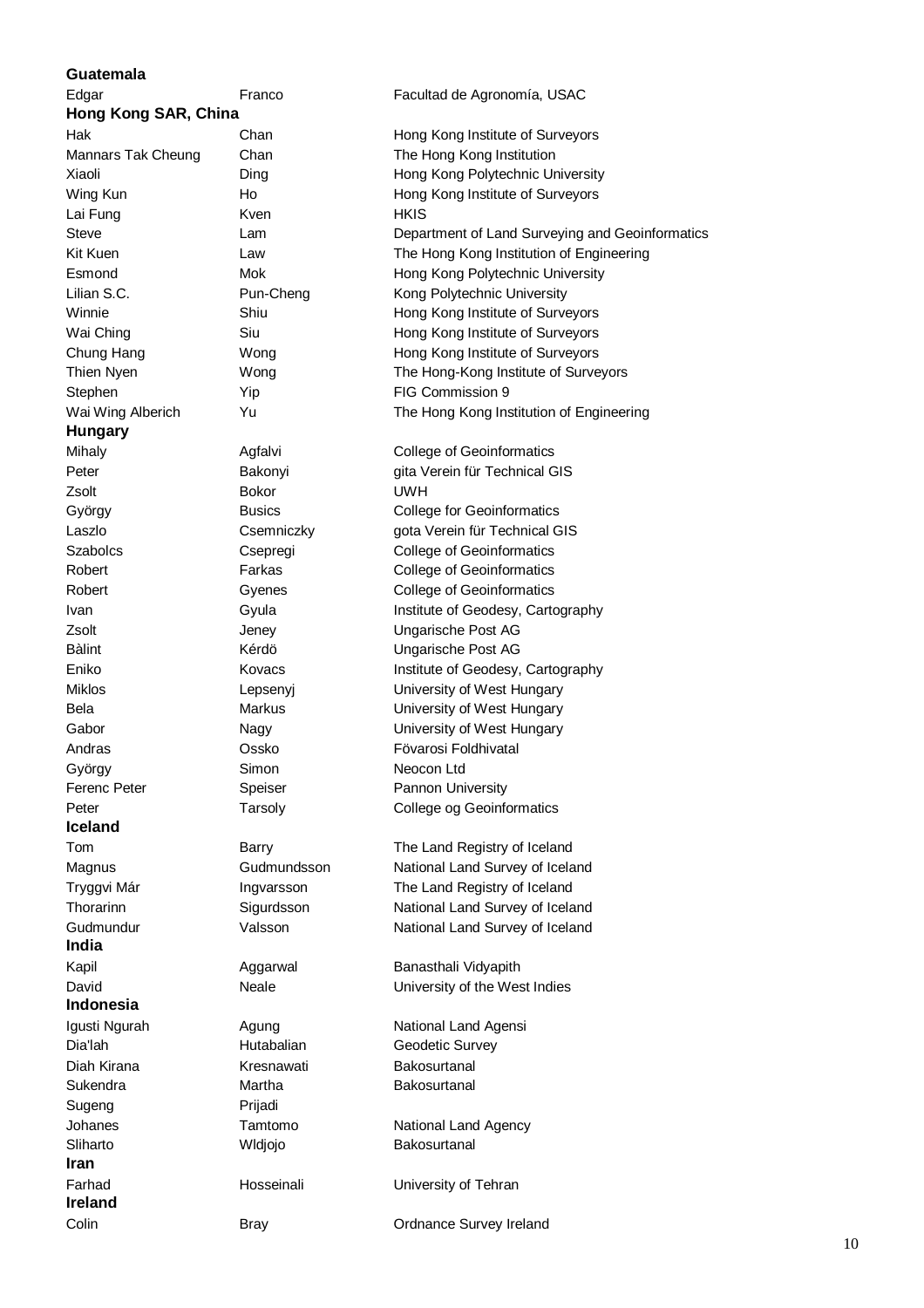**Guatemala**

| | | |
|---|---|---|
| Edgar | Franco | Facultad de Agronomía, USAC |

**Hong Kong SAR, China**

| | | |
|---|---|---|
| Hak | Chan | Hong Kong Institute of Surveyors |
| Mannars Tak Cheung | Chan | The Hong Kong Institution |
| Xiaoli | Ding | Hong Kong Polytechnic University |
| Wing Kun | Ho | Hong Kong Institute of Surveyors |
| Lai Fung | Kven | HKIS |
| Steve | Lam | Department of Land Surveying and Geoinformatics |
| Kit Kuen | Law | The Hong Kong Institution of Engineering |
| Esmond | Mok | Hong Kong Polytechnic University |
| Lilian S.C. | Pun-Cheng | Kong Polytechnic University |
| Winnie | Shiu | Hong Kong Institute of Surveyors |
| Wai Ching | Siu | Hong Kong Institute of Surveyors |
| Chung Hang | Wong | Hong Kong Institute of Surveyors |
| Thien Nyen | Wong | The Hong-Kong Institute of Surveyors |
| Stephen | Yip | FIG Commission 9 |
| Wai Wing Alberich | Yu | The Hong Kong Institution of Engineering |

**Hungary**

| | | |
|---|---|---|
| Mihaly | Agfalvi | College of Geoinformatics |
| Peter | Bakonyi | gita Verein für Technical GIS |
| Zsolt | Bokor | UWH |
| György | Busics | College for Geoinformatics |
| Laszlo | Csemniczky | gota Verein für Technical GIS |
| Szabolcs | Csepregi | College of Geoinformatics |
| Robert | Farkas | College of Geoinformatics |
| Robert | Gyenes | College of Geoinformatics |
| Ivan | Gyula | Institute of Geodesy, Cartography |
| Zsolt | Jeney | Ungarische Post AG |
| Bàlint | Kérdö | Ungarische Post AG |
| Eniko | Kovacs | Institute of Geodesy, Cartography |
| Miklos | Lepsenyj | University of West Hungary |
| Bela | Markus | University of West Hungary |
| Gabor | Nagy | University of West Hungary |
| Andras | Ossko | Fövarosi Foldhivatal |
| György | Simon | Neocon Ltd |
| Ferenc Peter | Speiser | Pannon University |
| Peter | Tarsoly | College og Geoinformatics |

**Iceland**

| | | |
|---|---|---|
| Tom | Barry | The Land Registry of Iceland |
| Magnus | Gudmundsson | National Land Survey of Iceland |
| Tryggvi Már | Ingvarsson | The Land Registry of Iceland |
| Thorarinn | Sigurdsson | National Land Survey of Iceland |
| Gudmundur | Valsson | National Land Survey of Iceland |

**India**

| | | |
|---|---|---|
| Kapil | Aggarwal | Banasthali Vidyapith |
| David | Neale | University of the West Indies |

**Indonesia**

| | | |
|---|---|---|
| Igusti Ngurah | Agung | National Land Agensi |
| Dia'lah | Hutabalian | Geodetic Survey |
| Diah Kirana | Kresnawati | Bakosurtanal |
| Sukendra | Martha | Bakosurtanal |
| Sugeng | Prijadi | |
| Johanes | Tamtomo | National Land Agency |
| Sliharto | Wldjojo | Bakosurtanal |

**Iran**

| | | |
|---|---|---|
| Farhad | Hosseinali | University of Tehran |

**Ireland**

| | | |
|---|---|---|
| Colin | Bray | Ordnance Survey Ireland |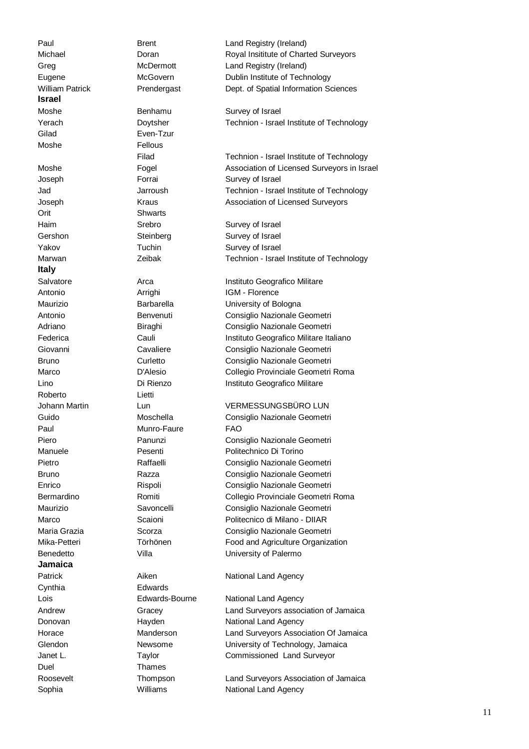| | | |
|---|---|---|
| Paul | Brent | Land Registry (Ireland) |
| Michael | Doran | Royal Insititute of Charted Surveyors |
| Greg | McDermott | Land Registry (Ireland) |
| Eugene | McGovern | Dublin Institute of Technology |
| William Patrick | Prendergast | Dept. of Spatial Information Sciences |
| **Israel** | | |
| Moshe | Benhamu | Survey of Israel |
| Yerach | Doytsher | Technion - Israel Institute of Technology |
| Gilad | Even-Tzur | |
| Moshe | Fellous | |
| | Filad | Technion - Israel Institute of Technology |
| Moshe | Fogel | Association of Licensed Surveyors in Israel |
| Joseph | Forrai | Survey of Israel |
| Jad | Jarroush | Technion - Israel Institute of Technology |
| Joseph | Kraus | Association of Licensed Surveyors |
| Orit | Shwarts | |
| Haim | Srebro | Survey of Israel |
| Gershon | Steinberg | Survey of Israel |
| Yakov | Tuchin | Survey of Israel |
| Marwan | Zeibak | Technion - Israel Institute of Technology |
| **Italy** | | |
| Salvatore | Arca | Instituto Geografico Militare |
| Antonio | Arrighi | IGM - Florence |
| Maurizio | Barbarella | University of Bologna |
| Antonio | Benvenuti | Consiglio Nazionale Geometri |
| Adriano | Biraghi | Consiglio Nazionale Geometri |
| Federica | Cauli | Instituto Geografico Militare Italiano |
| Giovanni | Cavaliere | Consiglio Nazionale Geometri |
| Bruno | Curletto | Consiglio Nazionale Geometri |
| Marco | D'Alesio | Collegio Provinciale Geometri Roma |
| Lino | Di Rienzo | Instituto Geografico Militare |
| Roberto | Lietti | |
| Johann Martin | Lun | VERMESSUNGSBÜRO LUN |
| Guido | Moschella | Consiglio Nazionale Geometri |
| Paul | Munro-Faure | FAO |
| Piero | Panunzi | Consiglio Nazionale Geometri |
| Manuele | Pesenti | Politechnico Di Torino |
| Pietro | Raffaelli | Consiglio Nazionale Geometri |
| Bruno | Razza | Consiglio Nazionale Geometri |
| Enrico | Rispoli | Consiglio Nazionale Geometri |
| Bermardino | Romiti | Collegio Provinciale Geometri Roma |
| Maurizio | Savoncelli | Consiglio Nazionale Geometri |
| Marco | Scaioni | Politecnico di Milano - DIIAR |
| Maria Grazia | Scorza | Consiglio Nazionale Geometri |
| Mika-Petteri | Törhönen | Food and Agriculture Organization |
| Benedetto | Villa | University of Palermo |
| **Jamaica** | | |
| Patrick | Aiken | National Land Agency |
| Cynthia | Edwards | |
| Lois | Edwards-Bourne | National Land Agency |
| Andrew | Gracey | Land Surveyors association of Jamaica |
| Donovan | Hayden | National Land Agency |
| Horace | Manderson | Land Surveyors Association Of Jamaica |
| Glendon | Newsome | University of Technology, Jamaica |
| Janet L. | Taylor | Commissioned Land Surveyor |
| Duel | Thames | |
| Roosevelt | Thompson | Land Surveyors Association of Jamaica |
| Sophia | Williams | National Land Agency |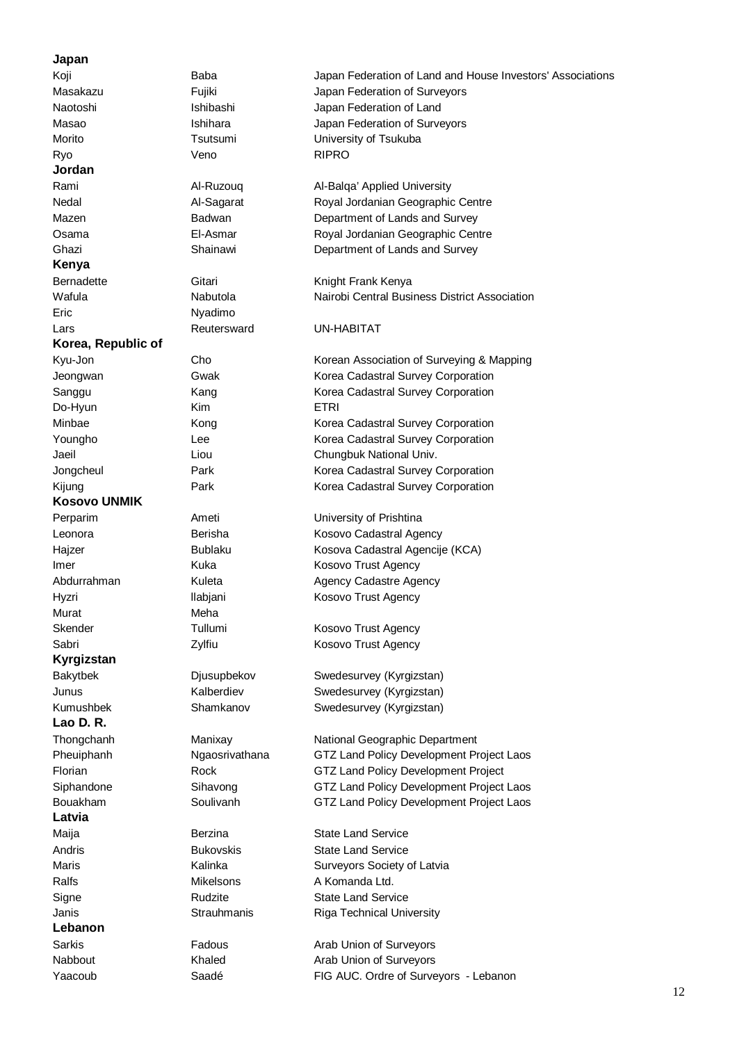**Japan**

| | | |
|---|---|---|
| Koji | Baba | Japan Federation of Land and House Investors' Associations |
| Masakazu | Fujiki | Japan Federation of Surveyors |
| Naotoshi | Ishibashi | Japan Federation of Land |
| Masao | Ishihara | Japan Federation of Surveyors |
| Morito | Tsutsumi | University of Tsukuba |
| Ryo | Veno | RIPRO |

**Jordan**

| | | |
|---|---|---|
| Rami | Al-Ruzouq | Al-Balqa' Applied University |
| Nedal | Al-Sagarat | Royal Jordanian Geographic Centre |
| Mazen | Badwan | Department of Lands and Survey |
| Osama | El-Asmar | Royal Jordanian Geographic Centre |
| Ghazi | Shainawi | Department of Lands and Survey |

**Kenya**

| | | |
|---|---|---|
| Bernadette | Gitari | Knight Frank Kenya |
| Wafula | Nabutola | Nairobi Central Business District Association |
| Eric | Nyadimo | |
| Lars | Reutersward | UN-HABITAT |

**Korea, Republic of**

| | | |
|---|---|---|
| Kyu-Jon | Cho | Korean Association of Surveying & Mapping |
| Jeongwan | Gwak | Korea Cadastral Survey Corporation |
| Sanggu | Kang | Korea Cadastral Survey Corporation |
| Do-Hyun | Kim | ETRI |
| Minbae | Kong | Korea Cadastral Survey Corporation |
| Youngho | Lee | Korea Cadastral Survey Corporation |
| Jaeil | Liou | Chungbuk National Univ. |
| Jongcheul | Park | Korea Cadastral Survey Corporation |
| Kijung | Park | Korea Cadastral Survey Corporation |

**Kosovo UNMIK**

| | | |
|---|---|---|
| Perparim | Ameti | University of Prishtina |
| Leonora | Berisha | Kosovo Cadastral Agency |
| Hajzer | Bublaku | Kosova Cadastral Agencije (KCA) |
| Imer | Kuka | Kosovo Trust Agency |
| Abdurrahman | Kuleta | Agency Cadastre Agency |
| Hyzri | Ilabjani | Kosovo Trust Agency |
| Murat | Meha | |
| Skender | Tullumi | Kosovo Trust Agency |
| Sabri | Zylfiu | Kosovo Trust Agency |

**Kyrgizstan**

| | | |
|---|---|---|
| Bakytbek | Djusupbekov | Swedesurvey (Kyrgizstan) |
| Junus | Kalberdiev | Swedesurvey (Kyrgizstan) |
| Kumushbek | Shamkanov | Swedesurvey (Kyrgizstan) |

**Lao D. R.**

| | | |
|---|---|---|
| Thongchanh | Manixay | National Geographic Department |
| Pheuiphanh | Ngaosrivathana | GTZ Land Policy Development Project Laos |
| Florian | Rock | GTZ Land Policy Development Project |
| Siphandone | Sihavong | GTZ Land Policy Development Project Laos |
| Bouakham | Soulivanh | GTZ Land Policy Development Project Laos |

**Latvia**

| | | |
|---|---|---|
| Maija | Berzina | State Land Service |
| Andris | Bukovskis | State Land Service |
| Maris | Kalinka | Surveyors Society of Latvia |
| Ralfs | Mikelsons | A Komanda Ltd. |
| Signe | Rudzite | State Land Service |
| Janis | Strauhmanis | Riga Technical University |

**Lebanon**

| | | |
|---|---|---|
| Sarkis | Fadous | Arab Union of Surveyors |
| Nabbout | Khaled | Arab Union of Surveyors |
| Yaacoub | Saadé | FIG AUC. Ordre of Surveyors - Lebanon |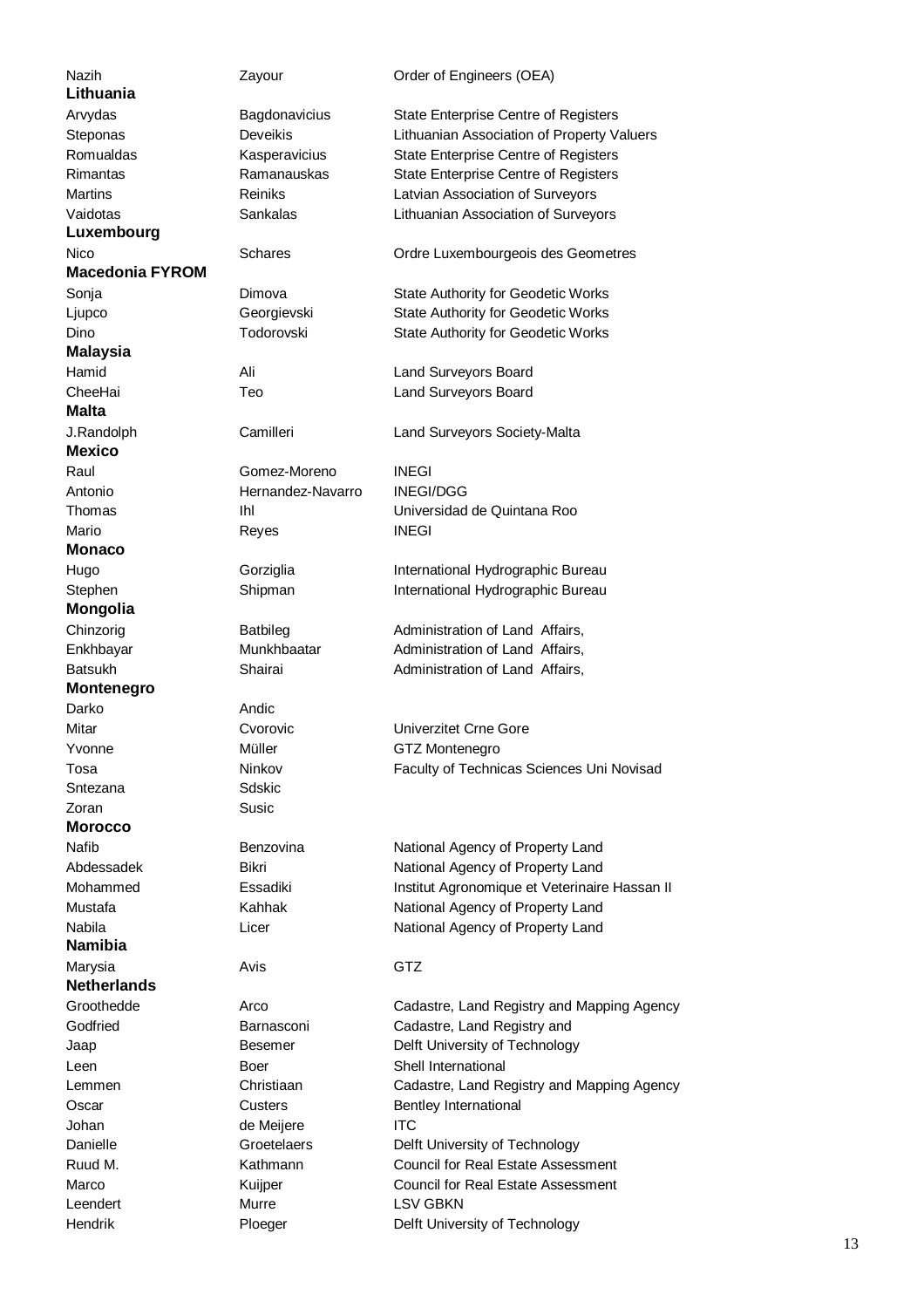| | | |
|---|---|---|
| Nazih | Zayour | Order of Engineers (OEA) |
| **Lithuania** | | |
| Arvydas | Bagdonavicius | State Enterprise Centre of Registers |
| Steponas | Deveikis | Lithuanian Association of Property Valuers |
| Romualdas | Kasperavicius | State Enterprise Centre of Registers |
| Rimantas | Ramanauskas | State Enterprise Centre of Registers |
| Martins | Reiniks | Latvian Association of Surveyors |
| Vaidotas | Sankalas | Lithuanian Association of Surveyors |
| **Luxembourg** | | |
| Nico | Schares | Ordre Luxembourgeois des Geometres |
| **Macedonia FYROM** | | |
| Sonja | Dimova | State Authority for Geodetic Works |
| Ljupco | Georgievski | State Authority for Geodetic Works |
| Dino | Todorovski | State Authority for Geodetic Works |
| **Malaysia** | | |
| Hamid | Ali | Land Surveyors Board |
| CheeHai | Teo | Land Surveyors Board |
| **Malta** | | |
| J.Randolph | Camilleri | Land Surveyors Society-Malta |
| **Mexico** | | |
| Raul | Gomez-Moreno | INEGI |
| Antonio | Hernandez-Navarro | INEGI/DGG |
| Thomas | Ihl | Universidad de Quintana Roo |
| Mario | Reyes | INEGI |
| **Monaco** | | |
| Hugo | Gorziglia | International Hydrographic Bureau |
| Stephen | Shipman | International Hydrographic Bureau |
| **Mongolia** | | |
| Chinzorig | Batbileg | Administration of Land Affairs, |
| Enkhbayar | Munkhbaatar | Administration of Land Affairs, |
| Batsukh | Shairai | Administration of Land Affairs, |
| **Montenegro** | | |
| Darko | Andic | |
| Mitar | Cvorovic | Univerzitet Crne Gore |
| Yvonne | Müller | GTZ Montenegro |
| Tosa | Ninkov | Faculty of Technicas Sciences Uni Novisad |
| Sntezana | Sdskic | |
| Zoran | Susic | |
| **Morocco** | | |
| Nafib | Benzovina | National Agency of Property Land |
| Abdessadek | Bikri | National Agency of Property Land |
| Mohammed | Essadiki | Institut Agronomique et Veterinaire Hassan II |
| Mustafa | Kahhak | National Agency of Property Land |
| Nabila | Licer | National Agency of Property Land |
| **Namibia** | | |
| Marysia | Avis | GTZ |
| **Netherlands** | | |
| Groothedde | Arco | Cadastre, Land Registry and Mapping Agency |
| Godfried | Barnasconi | Cadastre, Land Registry and |
| Jaap | Besemer | Delft University of Technology |
| Leen | Boer | Shell International |
| Lemmen | Christiaan | Cadastre, Land Registry and Mapping Agency |
| Oscar | Custers | Bentley International |
| Johan | de Meijere | ITC |
| Danielle | Groetelaers | Delft University of Technology |
| Ruud M. | Kathmann | Council for Real Estate Assessment |
| Marco | Kuijper | Council for Real Estate Assessment |
| Leendert | Murre | LSV GBKN |
| Hendrik | Ploeger | Delft University of Technology |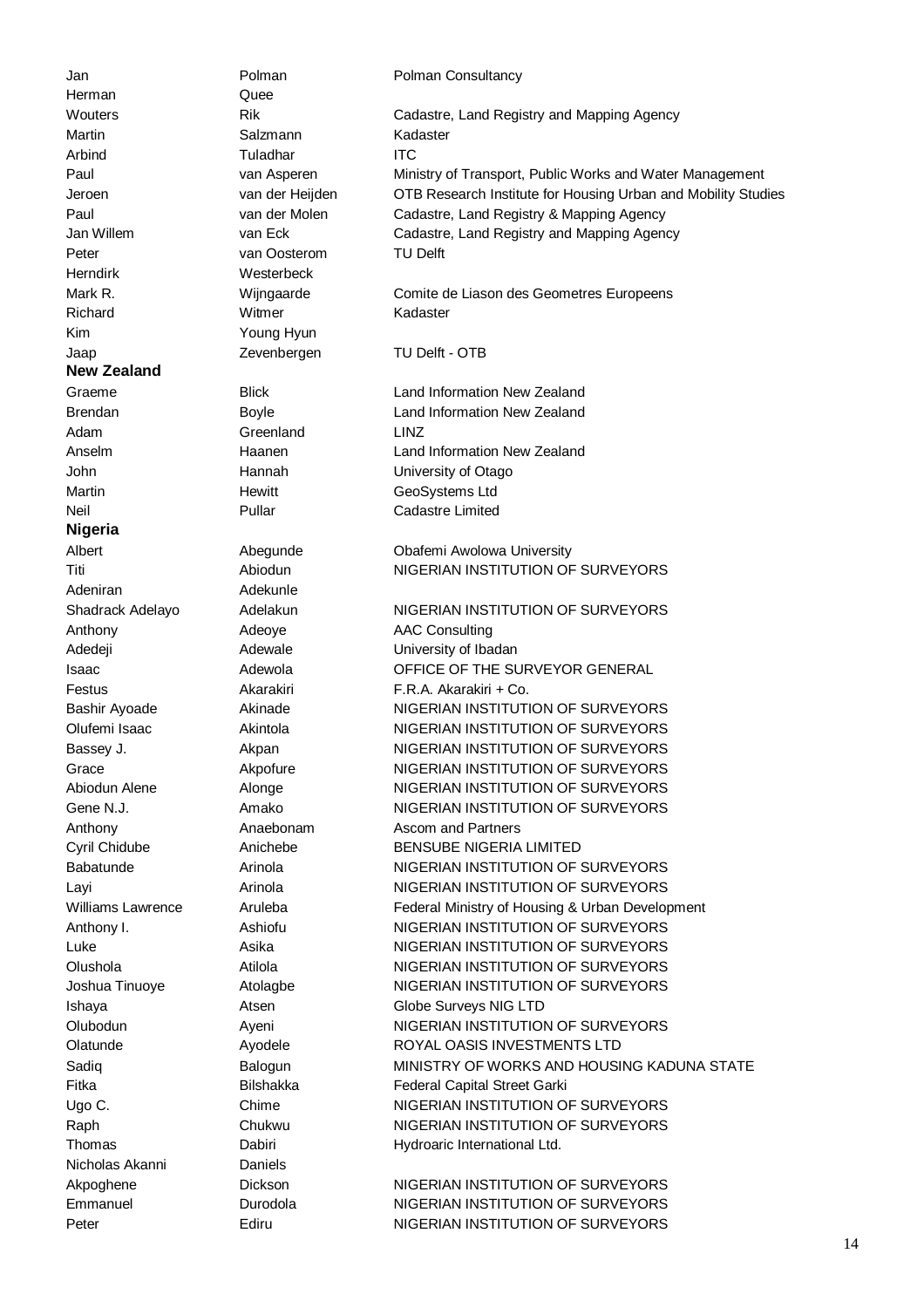| | | |
|---|---|---|
| Jan | Polman | Polman Consultancy |
| Herman | Quee | |
| Wouters | Rik | Cadastre, Land Registry and Mapping Agency |
| Martin | Salzmann | Kadaster |
| Arbind | Tuladhar | ITC |
| Paul | van Asperen | Ministry of Transport, Public Works and Water Management |
| Jeroen | van der Heijden | OTB Research Institute for Housing Urban and Mobility Studies |
| Paul | van der Molen | Cadastre, Land Registry & Mapping Agency |
| Jan Willem | van Eck | Cadastre, Land Registry and Mapping Agency |
| Peter | van Oosterom | TU Delft |
| Herndirk | Westerbeck | |
| Mark R. | Wijngaarde | Comite de Liason des Geometres Europeens |
| Richard | Witmer | Kadaster |
| Kim | Young Hyun | |
| Jaap | Zevenbergen | TU Delft - OTB |

**New Zealand**

| | | |
|---|---|---|
| Graeme | Blick | Land Information New Zealand |
| Brendan | Boyle | Land Information New Zealand |
| Adam | Greenland | LINZ |
| Anselm | Haanen | Land Information New Zealand |
| John | Hannah | University of Otago |
| Martin | Hewitt | GeoSystems Ltd |
| Neil | Pullar | Cadastre Limited |

**Nigeria**

| | | |
|---|---|---|
| Albert | Abegunde | Obafemi Awolowa University |
| Titi | Abiodun | NIGERIAN INSTITUTION OF SURVEYORS |
| Adeniran | Adekunle | |
| Shadrack Adelayo | Adelakun | NIGERIAN INSTITUTION OF SURVEYORS |
| Anthony | Adeoye | AAC Consulting |
| Adedeji | Adewale | University of Ibadan |
| Isaac | Adewola | OFFICE OF THE SURVEYOR GENERAL |
| Festus | Akarakiri | F.R.A. Akarakiri + Co. |
| Bashir Ayoade | Akinade | NIGERIAN INSTITUTION OF SURVEYORS |
| Olufemi Isaac | Akintola | NIGERIAN INSTITUTION OF SURVEYORS |
| Bassey J. | Akpan | NIGERIAN INSTITUTION OF SURVEYORS |
| Grace | Akpofure | NIGERIAN INSTITUTION OF SURVEYORS |
| Abiodun Alene | Alonge | NIGERIAN INSTITUTION OF SURVEYORS |
| Gene N.J. | Amako | NIGERIAN INSTITUTION OF SURVEYORS |
| Anthony | Anaebonam | Ascom and Partners |
| Cyril Chidube | Anichebe | BENSUBE NIGERIA LIMITED |
| Babatunde | Arinola | NIGERIAN INSTITUTION OF SURVEYORS |
| Layi | Arinola | NIGERIAN INSTITUTION OF SURVEYORS |
| Williams Lawrence | Aruleba | Federal Ministry of Housing & Urban Development |
| Anthony I. | Ashiofu | NIGERIAN INSTITUTION OF SURVEYORS |
| Luke | Asika | NIGERIAN INSTITUTION OF SURVEYORS |
| Olushola | Atilola | NIGERIAN INSTITUTION OF SURVEYORS |
| Joshua Tinuoye | Atolagbe | NIGERIAN INSTITUTION OF SURVEYORS |
| Ishaya | Atsen | Globe Surveys NIG LTD |
| Olubodun | Ayeni | NIGERIAN INSTITUTION OF SURVEYORS |
| Olatunde | Ayodele | ROYAL OASIS INVESTMENTS LTD |
| Sadiq | Balogun | MINISTRY OF WORKS AND HOUSING KADUNA STATE |
| Fitka | Bilshakka | Federal Capital Street Garki |
| Ugo C. | Chime | NIGERIAN INSTITUTION OF SURVEYORS |
| Raph | Chukwu | NIGERIAN INSTITUTION OF SURVEYORS |
| Thomas | Dabiri | Hydroaric International Ltd. |
| Nicholas Akanni | Daniels | |
| Akpoghene | Dickson | NIGERIAN INSTITUTION OF SURVEYORS |
| Emmanuel | Durodola | NIGERIAN INSTITUTION OF SURVEYORS |
| Peter | Ediru | NIGERIAN INSTITUTION OF SURVEYORS |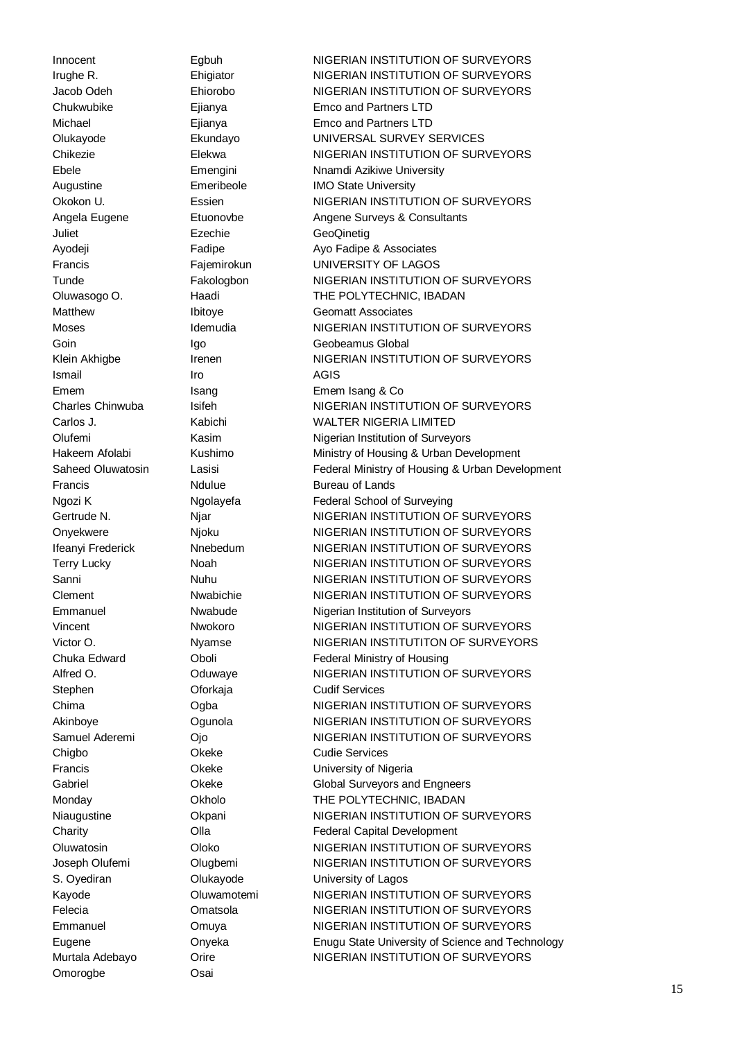| | | |
|---|---|---|
| Innocent | Egbuh | NIGERIAN INSTITUTION OF SURVEYORS |
| Irughe R. | Ehigiator | NIGERIAN INSTITUTION OF SURVEYORS |
| Jacob Odeh | Ehiorobo | NIGERIAN INSTITUTION OF SURVEYORS |
| Chukwubike | Ejianya | Emco and Partners LTD |
| Michael | Ejianya | Emco and Partners LTD |
| Olukayode | Ekundayo | UNIVERSAL SURVEY SERVICES |
| Chikezie | Elekwa | NIGERIAN INSTITUTION OF SURVEYORS |
| Ebele | Emengini | Nnamdi Azikiwe University |
| Augustine | Emeribeole | IMO State University |
| Okokon U. | Essien | NIGERIAN INSTITUTION OF SURVEYORS |
| Angela Eugene | Etuonovbe | Angene Surveys & Consultants |
| Juliet | Ezechie | GeoQinetig |
| Ayodeji | Fadipe | Ayo Fadipe & Associates |
| Francis | Fajemirokun | UNIVERSITY OF LAGOS |
| Tunde | Fakologbon | NIGERIAN INSTITUTION OF SURVEYORS |
| Oluwasogo O. | Haadi | THE POLYTECHNIC, IBADAN |
| Matthew | Ibitoye | Geomatt Associates |
| Moses | Idemudia | NIGERIAN INSTITUTION OF SURVEYORS |
| Goin | Igo | Geobeamus Global |
| Klein Akhigbe | Irenen | NIGERIAN INSTITUTION OF SURVEYORS |
| Ismail | Iro | AGIS |
| Emem | Isang | Emem Isang & Co |
| Charles Chinwuba | Isifeh | NIGERIAN INSTITUTION OF SURVEYORS |
| Carlos J. | Kabichi | WALTER NIGERIA LIMITED |
| Olufemi | Kasim | Nigerian Institution of Surveyors |
| Hakeem Afolabi | Kushimo | Ministry of Housing & Urban Development |
| Saheed Oluwatosin | Lasisi | Federal Ministry of Housing & Urban Development |
| Francis | Ndulue | Bureau of Lands |
| Ngozi K | Ngolayefa | Federal School of Surveying |
| Gertrude N. | Njar | NIGERIAN INSTITUTION OF SURVEYORS |
| Onyekwere | Njoku | NIGERIAN INSTITUTION OF SURVEYORS |
| Ifeanyi Frederick | Nnebedum | NIGERIAN INSTITUTION OF SURVEYORS |
| Terry Lucky | Noah | NIGERIAN INSTITUTION OF SURVEYORS |
| Sanni | Nuhu | NIGERIAN INSTITUTION OF SURVEYORS |
| Clement | Nwabichie | NIGERIAN INSTITUTION OF SURVEYORS |
| Emmanuel | Nwabude | Nigerian Institution of Surveyors |
| Vincent | Nwokoro | NIGERIAN INSTITUTION OF SURVEYORS |
| Victor O. | Nyamse | NIGERIAN INSTITUTITON OF SURVEYORS |
| Chuka Edward | Oboli | Federal Ministry of Housing |
| Alfred O. | Oduwaye | NIGERIAN INSTITUTION OF SURVEYORS |
| Stephen | Oforkaja | Cudif Services |
| Chima | Ogba | NIGERIAN INSTITUTION OF SURVEYORS |
| Akinboye | Ogunola | NIGERIAN INSTITUTION OF SURVEYORS |
| Samuel Aderemi | Ojo | NIGERIAN INSTITUTION OF SURVEYORS |
| Chigbo | Okeke | Cudie Services |
| Francis | Okeke | University of Nigeria |
| Gabriel | Okeke | Global Surveyors and Engneers |
| Monday | Okholo | THE POLYTECHNIC, IBADAN |
| Niaugustine | Okpani | NIGERIAN INSTITUTION OF SURVEYORS |
| Charity | Olla | Federal Capital Development |
| Oluwatosin | Oloko | NIGERIAN INSTITUTION OF SURVEYORS |
| Joseph Olufemi | Olugbemi | NIGERIAN INSTITUTION OF SURVEYORS |
| S. Oyediran | Olukayode | University of Lagos |
| Kayode | Oluwamotemi | NIGERIAN INSTITUTION OF SURVEYORS |
| Felecia | Omatsola | NIGERIAN INSTITUTION OF SURVEYORS |
| Emmanuel | Omuya | NIGERIAN INSTITUTION OF SURVEYORS |
| Eugene | Onyeka | Enugu State University of Science and Technology |
| Murtala Adebayo | Orire | NIGERIAN INSTITUTION OF SURVEYORS |
| Omorogbe | Osai | |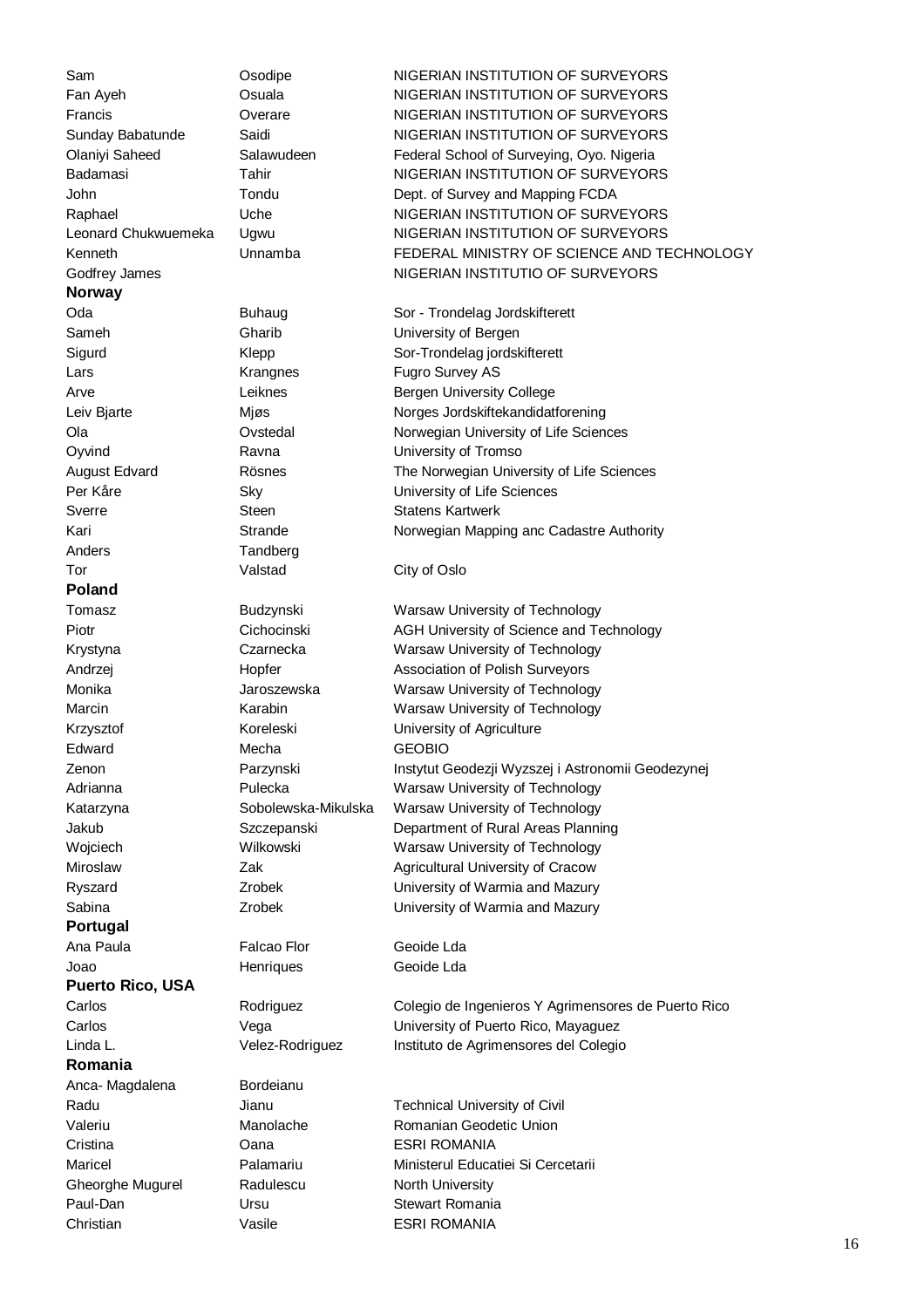| | | |
|---|---|---|
| Sam | Osodipe | NIGERIAN INSTITUTION OF SURVEYORS |
| Fan Ayeh | Osuala | NIGERIAN INSTITUTION OF SURVEYORS |
| Francis | Overare | NIGERIAN INSTITUTION OF SURVEYORS |
| Sunday Babatunde | Saidi | NIGERIAN INSTITUTION OF SURVEYORS |
| Olaniyi Saheed | Salawudeen | Federal School of Surveying, Oyo. Nigeria |
| Badamasi | Tahir | NIGERIAN INSTITUTION OF SURVEYORS |
| John | Tondu | Dept. of Survey and Mapping FCDA |
| Raphael | Uche | NIGERIAN INSTITUTION OF SURVEYORS |
| Leonard Chukwuemeka | Ugwu | NIGERIAN INSTITUTION OF SURVEYORS |
| Kenneth | Unnamba | FEDERAL MINISTRY OF SCIENCE AND TECHNOLOGY |
| Godfrey James | | NIGERIAN INSTITUTIO OF SURVEYORS |
| **Norway** | | |
| Oda | Buhaug | Sor - Trondelag Jordskifterett |
| Sameh | Gharib | University of Bergen |
| Sigurd | Klepp | Sor-Trondelag jordskifterett |
| Lars | Krangnes | Fugro Survey AS |
| Arve | Leiknes | Bergen University College |
| Leiv Bjarte | Mjøs | Norges Jordskiftekandidatforening |
| Ola | Ovstedal | Norwegian University of Life Sciences |
| Oyvind | Ravna | University of Tromso |
| August Edvard | Rösnes | The Norwegian University of Life Sciences |
| Per Kåre | Sky | University of Life Sciences |
| Sverre | Steen | Statens Kartwerk |
| Kari | Strande | Norwegian Mapping anc Cadastre Authority |
| Anders | Tandberg | |
| Tor | Valstad | City of Oslo |
| **Poland** | | |
| Tomasz | Budzynski | Warsaw University of Technology |
| Piotr | Cichocinski | AGH University of Science and Technology |
| Krystyna | Czarnecka | Warsaw University of Technology |
| Andrzej | Hopfer | Association of Polish Surveyors |
| Monika | Jaroszewska | Warsaw University of Technology |
| Marcin | Karabin | Warsaw University of Technology |
| Krzysztof | Koreleski | University of Agriculture |
| Edward | Mecha | GEOBIO |
| Zenon | Parzynski | Instytut Geodezji Wyzszej i Astronomii Geodezynej |
| Adrianna | Pulecka | Warsaw University of Technology |
| Katarzyna | Sobolewska-Mikulska | Warsaw University of Technology |
| Jakub | Szczepanski | Department of Rural Areas Planning |
| Wojciech | Wilkowski | Warsaw University of Technology |
| Miroslaw | Zak | Agricultural University of Cracow |
| Ryszard | Zrobek | University of Warmia and Mazury |
| Sabina | Zrobek | University of Warmia and Mazury |
| **Portugal** | | |
| Ana Paula | Falcao Flor | Geoide Lda |
| Joao | Henriques | Geoide Lda |
| **Puerto Rico, USA** | | |
| Carlos | Rodriguez | Colegio de Ingenieros Y Agrimensores de Puerto Rico |
| Carlos | Vega | University of Puerto Rico, Mayaguez |
| Linda L. | Velez-Rodriguez | Instituto de Agrimensores del Colegio |
| **Romania** | | |
| Anca- Magdalena | Bordeianu | |
| Radu | Jianu | Technical University of Civil |
| Valeriu | Manolache | Romanian Geodetic Union |
| Cristina | Oana | ESRI ROMANIA |
| Maricel | Palamariu | Ministerul Educatiei Si Cercetarii |
| Gheorghe Mugurel | Radulescu | North University |
| Paul-Dan | Ursu | Stewart Romania |
| Christian | Vasile | ESRI ROMANIA |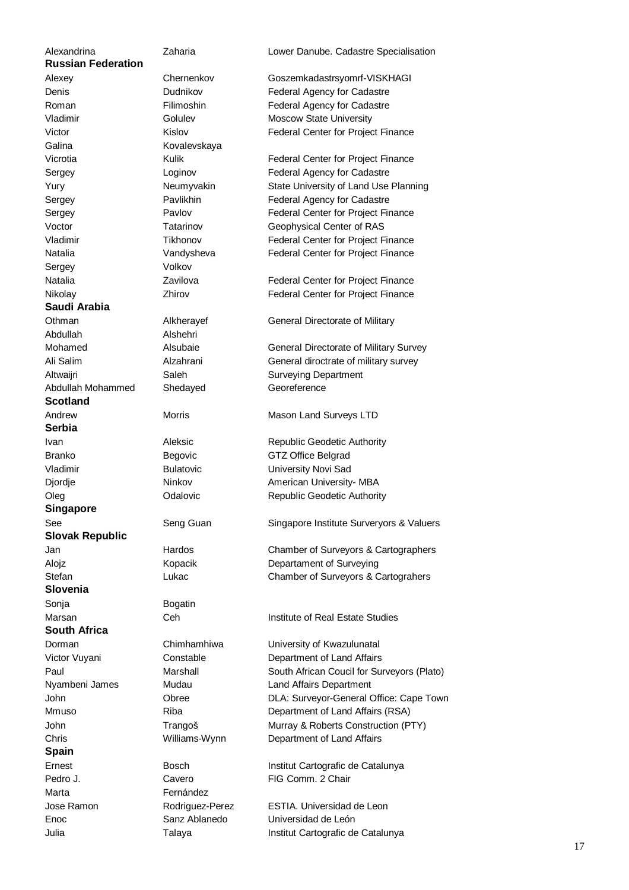| | | |
|---|---|---|
| Alexandrina | Zaharia | Lower Danube. Cadastre Specialisation |
| **Russian Federation** | | |
| Alexey | Chernenkov | Goszemkadastrsyomrf-VISKHAGI |
| Denis | Dudnikov | Federal Agency for Cadastre |
| Roman | Filimoshin | Federal Agency for Cadastre |
| Vladimir | Golulev | Moscow State University |
| Victor | Kislov | Federal Center for Project Finance |
| Galina | Kovalevskaya | |
| Vicrotia | Kulik | Federal Center for Project Finance |
| Sergey | Loginov | Federal Agency for Cadastre |
| Yury | Neumyvakin | State University of Land Use Planning |
| Sergey | Pavlikhin | Federal Agency for Cadastre |
| Sergey | Pavlov | Federal Center for Project Finance |
| Voctor | Tatarinov | Geophysical Center of RAS |
| Vladimir | Tikhonov | Federal Center for Project Finance |
| Natalia | Vandysheva | Federal Center for Project Finance |
| Sergey | Volkov | |
| Natalia | Zavilova | Federal Center for Project Finance |
| Nikolay | Zhirov | Federal Center for Project Finance |
| **Saudi Arabia** | | |
| Othman | Alkherayef | General Directorate of Military |
| Abdullah | Alshehri | |
| Mohamed | Alsubaie | General Directorate of Military Survey |
| Ali Salim | Alzahrani | General diroctrate of military survey |
| Altwaijri | Saleh | Surveying Department |
| Abdullah Mohammed | Shedayed | Georeference |
| **Scotland** | | |
| Andrew | Morris | Mason Land Surveys LTD |
| **Serbia** | | |
| Ivan | Aleksic | Republic Geodetic Authority |
| Branko | Begovic | GTZ Office Belgrad |
| Vladimir | Bulatovic | University Novi Sad |
| Djordje | Ninkov | American University- MBA |
| Oleg | Odalovic | Republic Geodetic Authority |
| **Singapore** | | |
| See | Seng Guan | Singapore Institute Surveryors & Valuers |
| **Slovak Republic** | | |
| Jan | Hardos | Chamber of Surveyors & Cartographers |
| Alojz | Kopacik | Departament of Surveying |
| Stefan | Lukac | Chamber of Surveyors & Cartograhers |
| **Slovenia** | | |
| Sonja | Bogatin | |
| Marsan | Ceh | Institute of Real Estate Studies |
| **South Africa** | | |
| Dorman | Chimhamhiwa | University of Kwazulunatal |
| Victor Vuyani | Constable | Department of Land Affairs |
| Paul | Marshall | South African Coucil for Surveyors (Plato) |
| Nyambeni James | Mudau | Land Affairs Department |
| John | Obree | DLA: Surveyor-General Office: Cape Town |
| Mmuso | Riba | Department of Land Affairs (RSA) |
| John | Trangoš | Murray & Roberts Construction (PTY) |
| Chris | Williams-Wynn | Department of Land Affairs |
| **Spain** | | |
| Ernest | Bosch | Institut Cartografic de Catalunya |
| Pedro J. | Cavero | FIG Comm. 2 Chair |
| Marta | Fernández | |
| Jose Ramon | Rodriguez-Perez | ESTIA. Universidad de Leon |
| Enoc | Sanz Ablanedo | Universidad de León |
| Julia | Talaya | Institut Cartografic de Catalunya |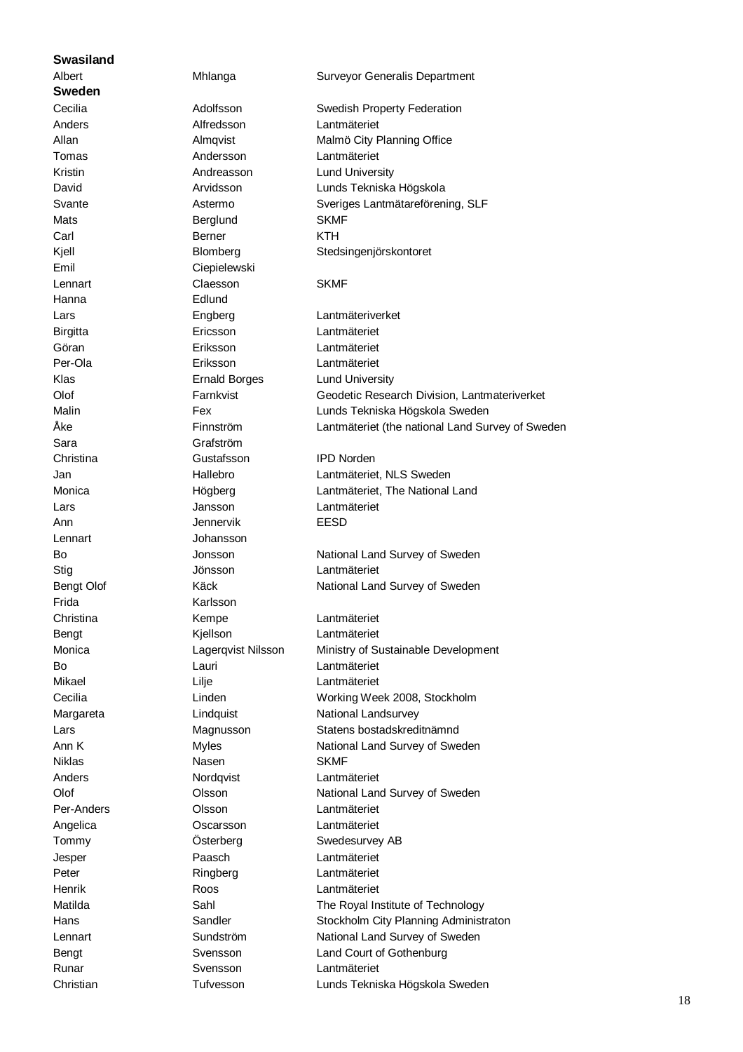**Swasiland**

| | | |
|---|---|---|
| Albert | Mhlanga | Surveyor Generalis Department |

**Sweden**

| | | |
|---|---|---|
| Cecilia | Adolfsson | Swedish Property Federation |
| Anders | Alfredsson | Lantmäteriet |
| Allan | Almqvist | Malmö City Planning Office |
| Tomas | Andersson | Lantmäteriet |
| Kristin | Andreasson | Lund University |
| David | Arvidsson | Lunds Tekniska Högskola |
| Svante | Astermo | Sveriges Lantmätareförening, SLF |
| Mats | Berglund | SKMF |
| Carl | Berner | KTH |
| Kjell | Blomberg | Stedsingenjörskontoret |
| Emil | Ciepielewski | |
| Lennart | Claesson | SKMF |
| Hanna | Edlund | |
| Lars | Engberg | Lantmäteriverket |
| Birgitta | Ericsson | Lantmäteriet |
| Göran | Eriksson | Lantmäteriet |
| Per-Ola | Eriksson | Lantmäteriet |
| Klas | Ernald Borges | Lund University |
| Olof | Farnkvist | Geodetic Research Division, Lantmateriverket |
| Malin | Fex | Lunds Tekniska Högskola Sweden |
| Åke | Finnström | Lantmäteriet (the national Land Survey of Sweden |
| Sara | Grafström | |
| Christina | Gustafsson | IPD Norden |
| Jan | Hallebro | Lantmäteriet, NLS Sweden |
| Monica | Högberg | Lantmäteriet, The National Land |
| Lars | Jansson | Lantmäteriet |
| Ann | Jennervik | EESD |
| Lennart | Johansson | |
| Bo | Jonsson | National Land Survey of Sweden |
| Stig | Jönsson | Lantmäteriet |
| Bengt Olof | Käck | National Land Survey of Sweden |
| Frida | Karlsson | |
| Christina | Kempe | Lantmäteriet |
| Bengt | Kjellson | Lantmäteriet |
| Monica | Lagerqvist Nilsson | Ministry of Sustainable Development |
| Bo | Lauri | Lantmäteriet |
| Mikael | Lilje | Lantmäteriet |
| Cecilia | Linden | Working Week 2008, Stockholm |
| Margareta | Lindquist | National Landsurvey |
| Lars | Magnusson | Statens bostadskreditnämnd |
| Ann K | Myles | National Land Survey of Sweden |
| Niklas | Nasen | SKMF |
| Anders | Nordqvist | Lantmäteriet |
| Olof | Olsson | National Land Survey of Sweden |
| Per-Anders | Olsson | Lantmäteriet |
| Angelica | Oscarsson | Lantmäteriet |
| Tommy | Österberg | Swedesurvey AB |
| Jesper | Paasch | Lantmäteriet |
| Peter | Ringberg | Lantmäteriet |
| Henrik | Roos | Lantmäteriet |
| Matilda | Sahl | The Royal Institute of Technology |
| Hans | Sandler | Stockholm City Planning Administraton |
| Lennart | Sundström | National Land Survey of Sweden |
| Bengt | Svensson | Land Court of Gothenburg |
| Runar | Svensson | Lantmäteriet |
| Christian | Tufvesson | Lunds Tekniska Högskola Sweden |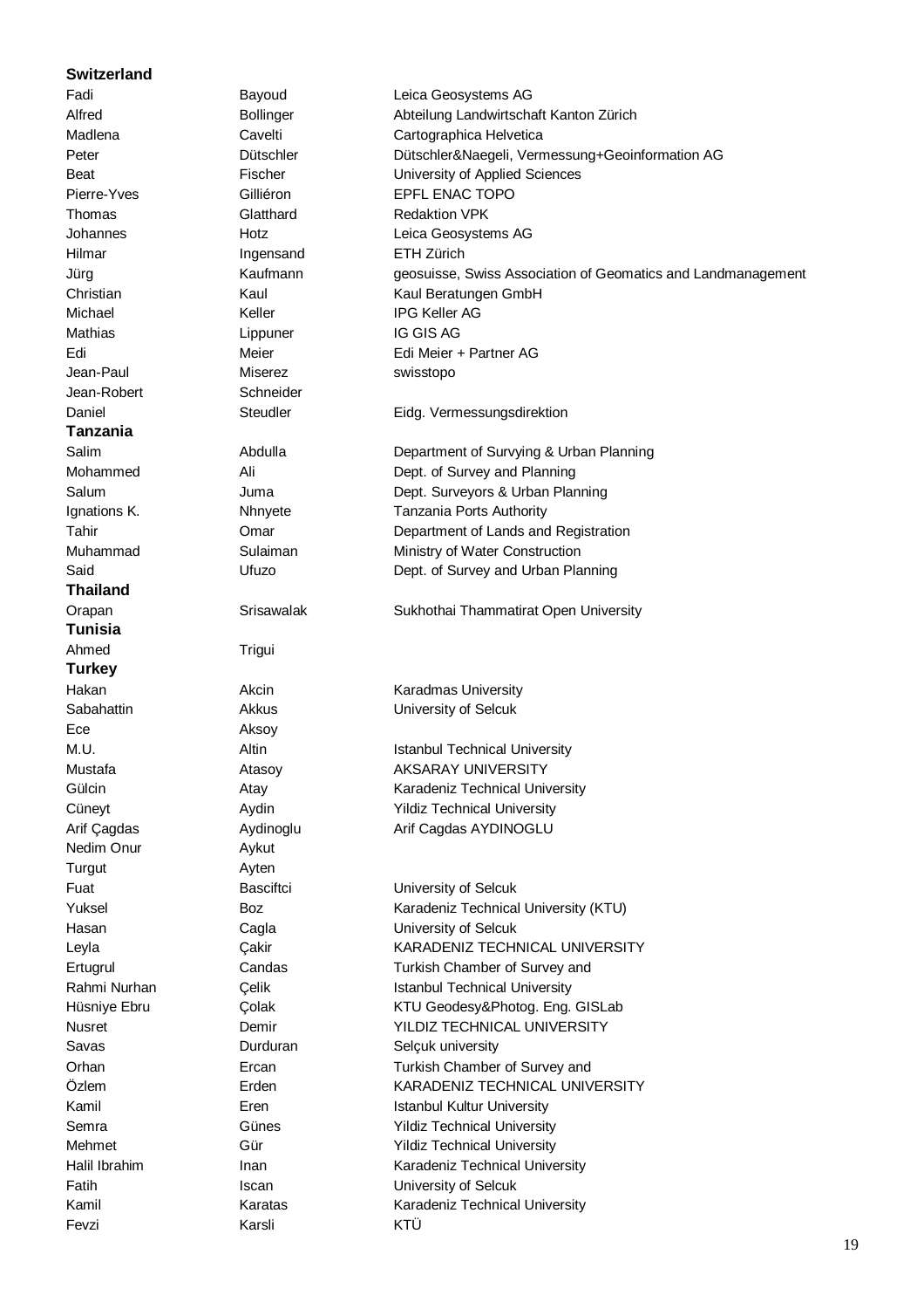**Switzerland**

| | | |
|---|---|---|
| Fadi | Bayoud | Leica Geosystems AG |
| Alfred | Bollinger | Abteilung Landwirtschaft Kanton Zürich |
| Madlena | Cavelti | Cartographica Helvetica |
| Peter | Dütschler | Dütschler&Naegeli, Vermessung+Geoinformation AG |
| Beat | Fischer | University of Applied Sciences |
| Pierre-Yves | Gilliéron | EPFL ENAC TOPO |
| Thomas | Glatthard | Redaktion VPK |
| Johannes | Hotz | Leica Geosystems AG |
| Hilmar | Ingensand | ETH Zürich |
| Jürg | Kaufmann | geosuisse, Swiss Association of Geomatics and Landmanagement |
| Christian | Kaul | Kaul Beratungen GmbH |
| Michael | Keller | IPG Keller AG |
| Mathias | Lippuner | IG GIS AG |
| Edi | Meier | Edi Meier + Partner AG |
| Jean-Paul | Miserez | swisstopo |
| Jean-Robert | Schneider | |
| Daniel | Steudler | Eidg. Vermessungsdirektion |

**Tanzania**

| | | |
|---|---|---|
| Salim | Abdulla | Department of Survying & Urban Planning |
| Mohammed | Ali | Dept. of Survey and Planning |
| Salum | Juma | Dept. Surveyors & Urban Planning |
| Ignations K. | Nhnyete | Tanzania Ports Authority |
| Tahir | Omar | Department of Lands and Registration |
| Muhammad | Sulaiman | Ministry of Water Construction |
| Said | Ufuzo | Dept. of Survey and Urban Planning |

**Thailand**

| | | |
|---|---|---|
| Orapan | Srisawalak | Sukhothai Thammatirat Open University |

**Tunisia**

| | | |
|---|---|---|
| Ahmed | Trigui | |

**Turkey**

| | | |
|---|---|---|
| Hakan | Akcin | Karadmas University |
| Sabahattin | Akkus | University of Selcuk |
| Ece | Aksoy | |
| M.U. | Altin | Istanbul Technical University |
| Mustafa | Atasoy | AKSARAY UNIVERSITY |
| Gülcin | Atay | Karadeniz Technical University |
| Cüneyt | Aydin | Yildiz Technical University |
| Arif Çagdas | Aydinoglu | Arif Cagdas AYDINOGLU |
| Nedim Onur | Aykut | |
| Turgut | Ayten | |
| Fuat | Basciftci | University of Selcuk |
| Yuksel | Boz | Karadeniz Technical University (KTU) |
| Hasan | Cagla | University of Selcuk |
| Leyla | Çakir | KARADENIZ TECHNICAL UNIVERSITY |
| Ertugrul | Candas | Turkish Chamber of Survey and |
| Rahmi Nurhan | Çelik | Istanbul Technical University |
| Hüsniye Ebru | Çolak | KTU Geodesy&Photog. Eng. GISLab |
| Nusret | Demir | YILDIZ TECHNICAL UNIVERSITY |
| Savas | Durduran | Selçuk university |
| Orhan | Ercan | Turkish Chamber of Survey and |
| Özlem | Erden | KARADENIZ TECHNICAL UNIVERSITY |
| Kamil | Eren | Istanbul Kultur University |
| Semra | Günes | Yildiz Technical University |
| Mehmet | Gür | Yildiz Technical University |
| Halil Ibrahim | Inan | Karadeniz Technical University |
| Fatih | Iscan | University of Selcuk |
| Kamil | Karatas | Karadeniz Technical University |
| Fevzi | Karsli | KTÜ |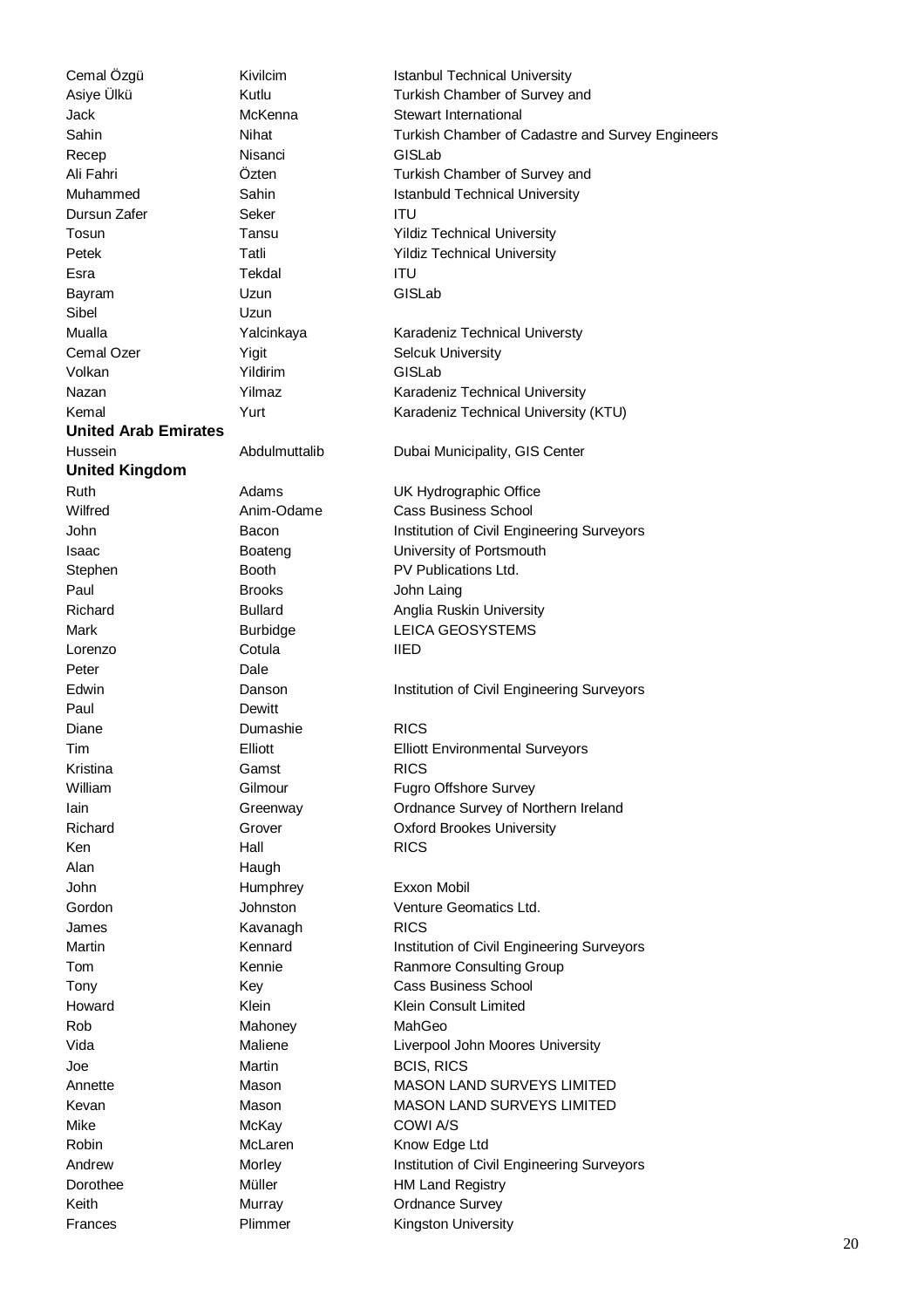| | | |
|---|---|---|
| Cemal Özgü | Kivilcim | Istanbul Technical University |
| Asiye Ülkü | Kutlu | Turkish Chamber of Survey and |
| Jack | McKenna | Stewart International |
| Sahin | Nihat | Turkish Chamber of Cadastre and Survey Engineers |
| Recep | Nisanci | GISLab |
| Ali Fahri | Özten | Turkish Chamber of Survey and |
| Muhammed | Sahin | Istanbuld Technical University |
| Dursun Zafer | Seker | ITU |
| Tosun | Tansu | Yildiz Technical University |
| Petek | Tatli | Yildiz Technical University |
| Esra | Tekdal | ITU |
| Bayram | Uzun | GISLab |
| Sibel | Uzun | |
| Mualla | Yalcinkaya | Karadeniz Technical Universty |
| Cemal Ozer | Yigit | Selcuk University |
| Volkan | Yildirim | GISLab |
| Nazan | Yilmaz | Karadeniz Technical University |
| Kemal | Yurt | Karadeniz Technical University (KTU) |
| **United Arab Emirates** | | |
| Hussein | Abdulmuttalib | Dubai Municipality, GIS Center |
| **United Kingdom** | | |
| Ruth | Adams | UK Hydrographic Office |
| Wilfred | Anim-Odame | Cass Business School |
| John | Bacon | Institution of Civil Engineering Surveyors |
| Isaac | Boateng | University of Portsmouth |
| Stephen | Booth | PV Publications Ltd. |
| Paul | Brooks | John Laing |
| Richard | Bullard | Anglia Ruskin University |
| Mark | Burbidge | LEICA GEOSYSTEMS |
| Lorenzo | Cotula | IIED |
| Peter | Dale | |
| Edwin | Danson | Institution of Civil Engineering Surveyors |
| Paul | Dewitt | |
| Diane | Dumashie | RICS |
| Tim | Elliott | Elliott Environmental Surveyors |
| Kristina | Gamst | RICS |
| William | Gilmour | Fugro Offshore Survey |
| Iain | Greenway | Ordnance Survey of Northern Ireland |
| Richard | Grover | Oxford Brookes University |
| Ken | Hall | RICS |
| Alan | Haugh | |
| John | Humphrey | Exxon Mobil |
| Gordon | Johnston | Venture Geomatics Ltd. |
| James | Kavanagh | RICS |
| Martin | Kennard | Institution of Civil Engineering Surveyors |
| Tom | Kennie | Ranmore Consulting Group |
| Tony | Key | Cass Business School |
| Howard | Klein | Klein Consult Limited |
| Rob | Mahoney | MahGeo |
| Vida | Maliene | Liverpool John Moores University |
| Joe | Martin | BCIS, RICS |
| Annette | Mason | MASON LAND SURVEYS LIMITED |
| Kevan | Mason | MASON LAND SURVEYS LIMITED |
| Mike | McKay | COWI A/S |
| Robin | McLaren | Know Edge Ltd |
| Andrew | Morley | Institution of Civil Engineering Surveyors |
| Dorothee | Müller | HM Land Registry |
| Keith | Murray | Ordnance Survey |
| Frances | Plimmer | Kingston University |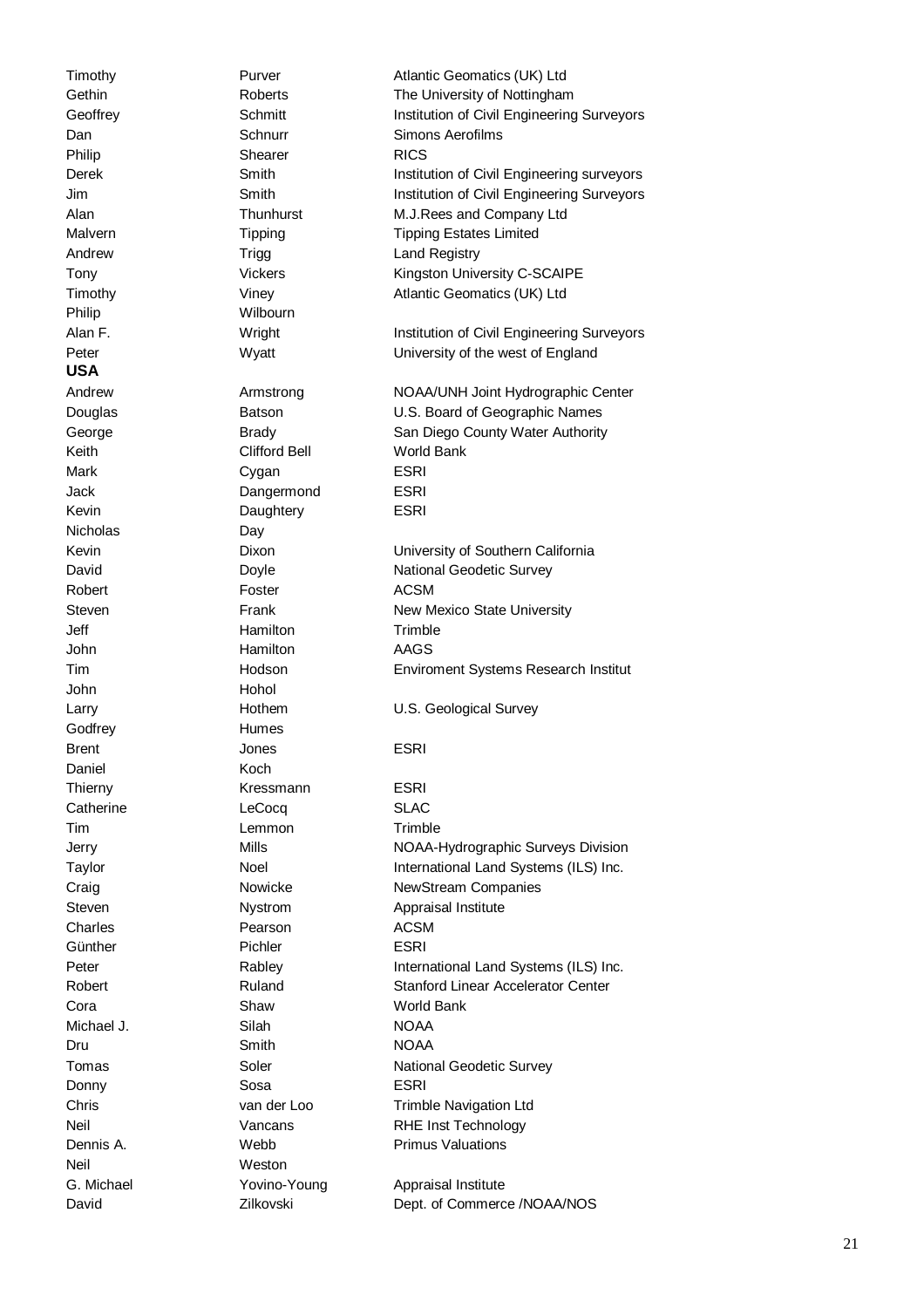| | | |
|---|---|---|
| Timothy | Purver | Atlantic Geomatics (UK) Ltd |
| Gethin | Roberts | The University of Nottingham |
| Geoffrey | Schmitt | Institution of Civil Engineering Surveyors |
| Dan | Schnurr | Simons Aerofilms |
| Philip | Shearer | RICS |
| Derek | Smith | Institution of Civil Engineering surveyors |
| Jim | Smith | Institution of Civil Engineering Surveyors |
| Alan | Thunhurst | M.J.Rees and Company Ltd |
| Malvern | Tipping | Tipping Estates Limited |
| Andrew | Trigg | Land Registry |
| Tony | Vickers | Kingston University C-SCAIPE |
| Timothy | Viney | Atlantic Geomatics (UK) Ltd |
| Philip | Wilbourn | |
| Alan F. | Wright | Institution of Civil Engineering Surveyors |
| Peter | Wyatt | University of the west of England |
| **USA** | | |
| Andrew | Armstrong | NOAA/UNH Joint Hydrographic Center |
| Douglas | Batson | U.S. Board of Geographic Names |
| George | Brady | San Diego County Water Authority |
| Keith | Clifford Bell | World Bank |
| Mark | Cygan | ESRI |
| Jack | Dangermond | ESRI |
| Kevin | Daughtery | ESRI |
| Nicholas | Day | |
| Kevin | Dixon | University of Southern California |
| David | Doyle | National Geodetic Survey |
| Robert | Foster | ACSM |
| Steven | Frank | New Mexico State University |
| Jeff | Hamilton | Trimble |
| John | Hamilton | AAGS |
| Tim | Hodson | Enviroment Systems Research Institut |
| John | Hohol | |
| Larry | Hothem | U.S. Geological Survey |
| Godfrey | Humes | |
| Brent | Jones | ESRI |
| Daniel | Koch | |
| Thierry | Kressmann | ESRI |
| Catherine | LeCocq | SLAC |
| Tim | Lemmon | Trimble |
| Jerry | Mills | NOAA-Hydrographic Surveys Division |
| Taylor | Noel | International Land Systems (ILS) Inc. |
| Craig | Nowicke | NewStream Companies |
| Steven | Nystrom | Appraisal Institute |
| Charles | Pearson | ACSM |
| Günther | Pichler | ESRI |
| Peter | Rabley | International Land Systems (ILS) Inc. |
| Robert | Ruland | Stanford Linear Accelerator Center |
| Cora | Shaw | World Bank |
| Michael J. | Silah | NOAA |
| Dru | Smith | NOAA |
| Tomas | Soler | National Geodetic Survey |
| Donny | Sosa | ESRI |
| Chris | van der Loo | Trimble Navigation Ltd |
| Neil | Vancans | RHE Inst Technology |
| Dennis A. | Webb | Primus Valuations |
| Neil | Weston | |
| G. Michael | Yovino-Young | Appraisal Institute |
| David | Zilkovski | Dept. of Commerce /NOAA/NOS |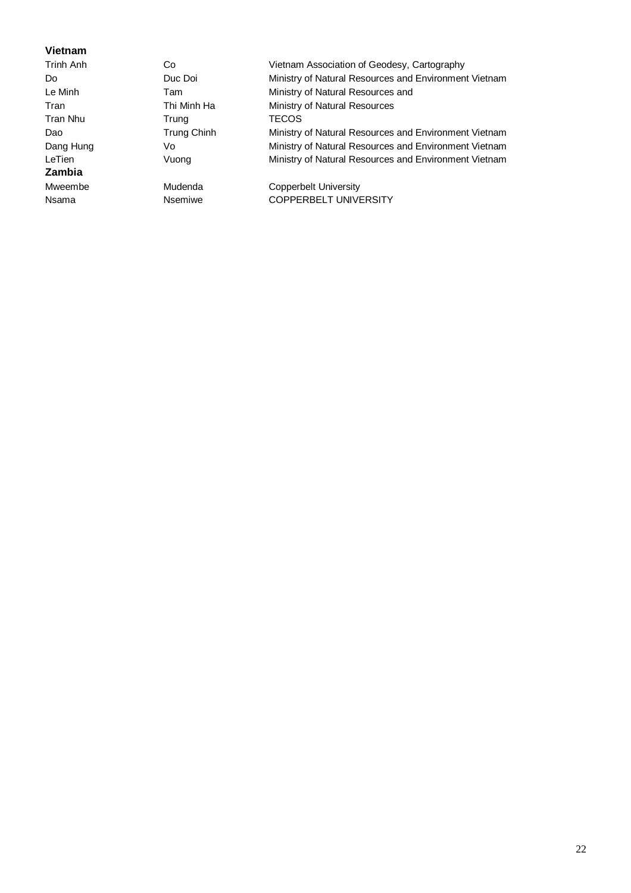**Vietnam**

| | | |
|---|---|---|
| Trinh Anh | Co | Vietnam Association of Geodesy, Cartography |
| Do | Duc Doi | Ministry of Natural Resources and Environment Vietnam |
| Le Minh | Tam | Ministry of Natural Resources and |
| Tran | Thi Minh Ha | Ministry of Natural Resources |
| Tran Nhu | Trung | TECOS |
| Dao | Trung Chinh | Ministry of Natural Resources and Environment Vietnam |
| Dang Hung | Vo | Ministry of Natural Resources and Environment Vietnam |
| LeTien | Vuong | Ministry of Natural Resources and Environment Vietnam |

**Zambia**

| | | |
|---|---|---|
| Mweembe | Mudenda | Copperbelt University |
| Nsama | Nsemiwe | COPPERBELT UNIVERSITY |